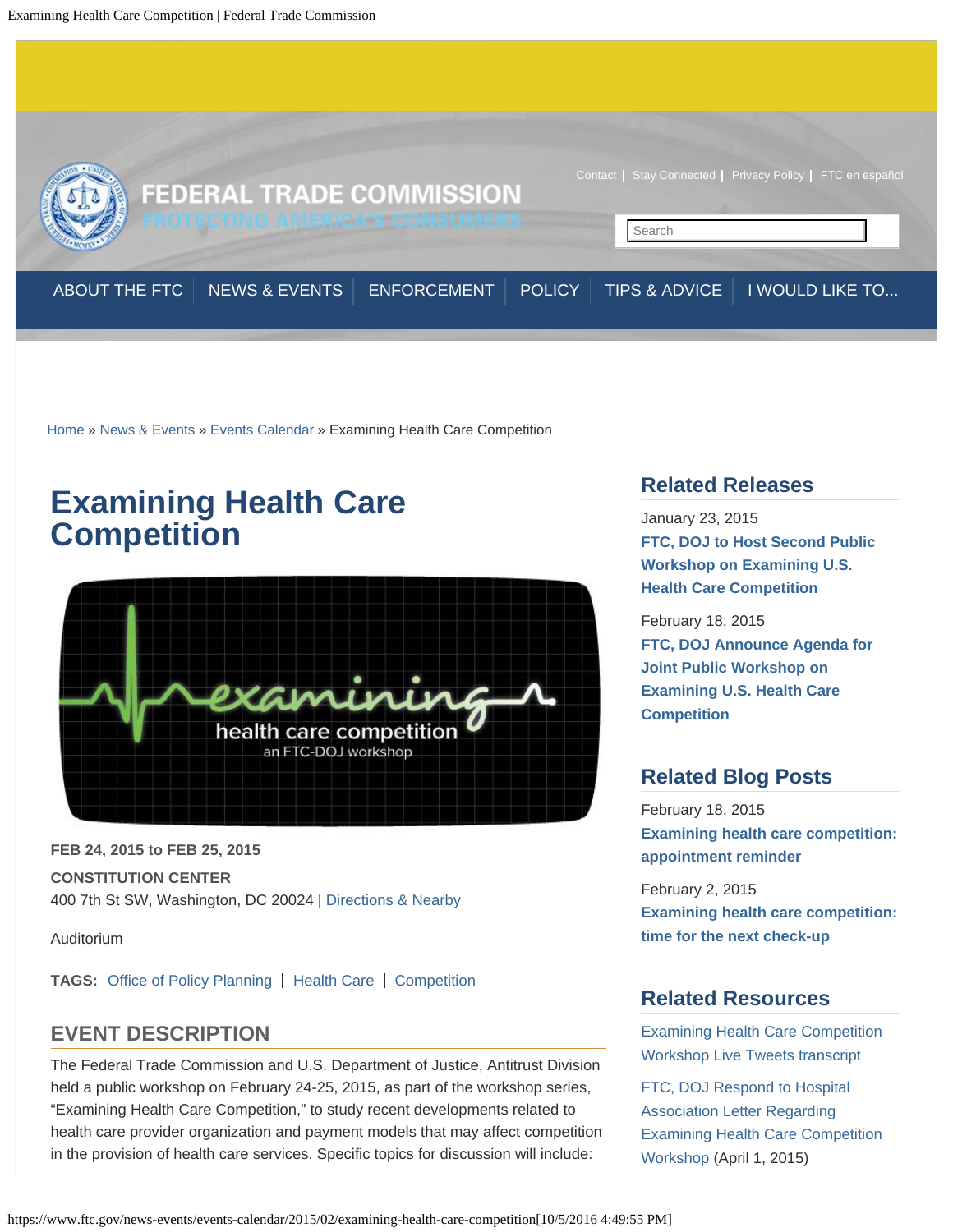Home » News & Events » Events Calendar » Examining Health Care Competition

# Examining Health Care Competition

**FEB 24, 2015 to FEB 25, 2015**

**CONSTITUTION CENTER**
400 7th St SW, Washington, DC 20024 | Directions & Nearby

Auditorium

**TAGS:** Office of Policy Planning | Health Care | Competition

## EVENT DESCRIPTION

The Federal Trade Commission and U.S. Department of Justice, Antitrust Division held a public workshop on February 24-25, 2015, as part of the workshop series, "Examining Health Care Competition," to study recent developments related to health care provider organization and payment models that may affect competition in the provision of health care services. Specific topics for discussion will include:

## Related Releases

January 23, 2015
**FTC, DOJ to Host Second Public Workshop on Examining U.S. Health Care Competition**

February 18, 2015
**FTC, DOJ Announce Agenda for Joint Public Workshop on Examining U.S. Health Care Competition**

## Related Blog Posts

February 18, 2015
**Examining health care competition: appointment reminder**

February 2, 2015
**Examining health care competition: time for the next check-up**

## Related Resources

Examining Health Care Competition Workshop Live Tweets transcript

FTC, DOJ Respond to Hospital Association Letter Regarding Examining Health Care Competition Workshop (April 1, 2015)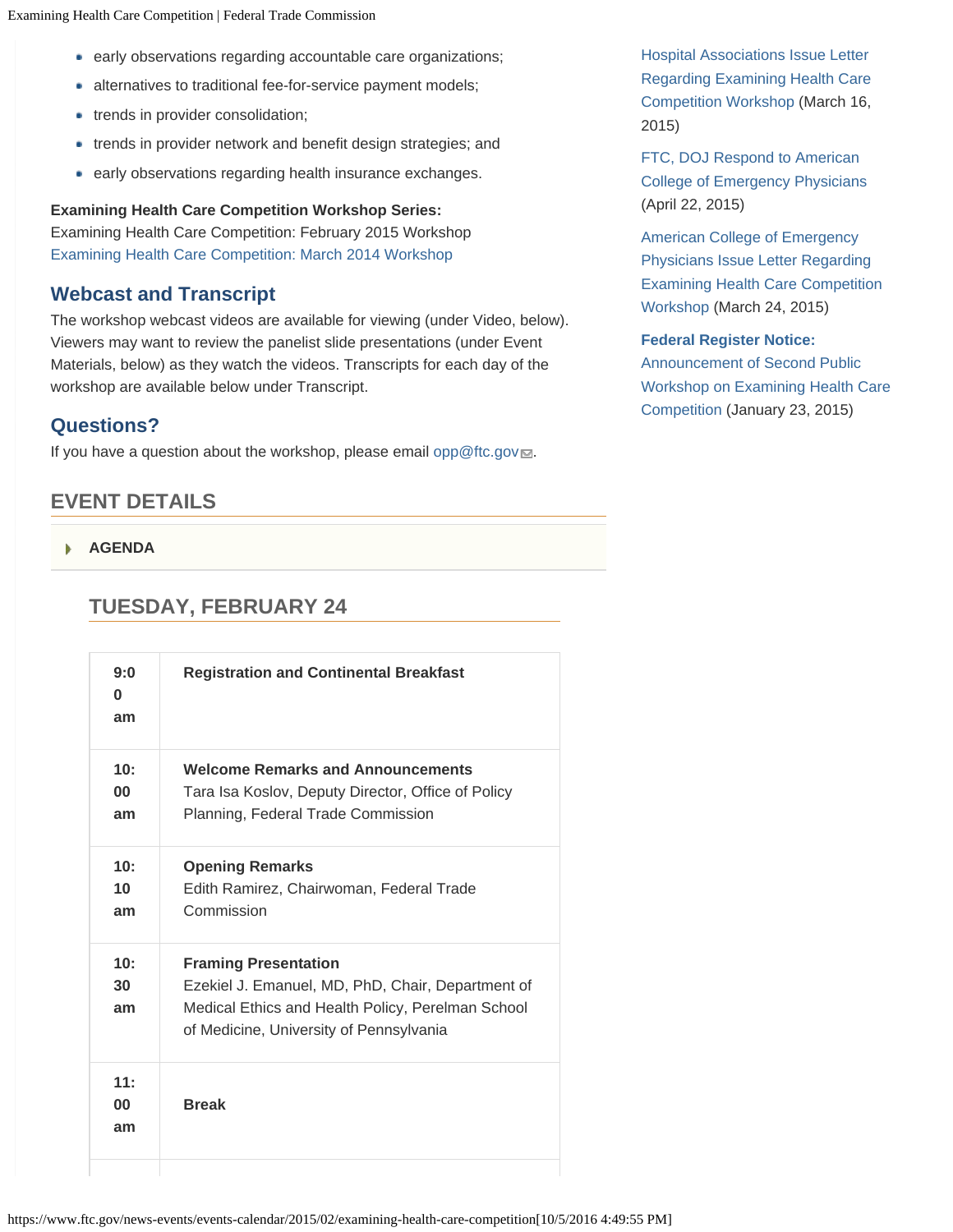- early observations regarding accountable care organizations;
- alternatives to traditional fee-for-service payment models;
- trends in provider consolidation;
- trends in provider network and benefit design strategies; and
- early observations regarding health insurance exchanges.

**Examining Health Care Competition Workshop Series:**
Examining Health Care Competition: February 2015 Workshop
Examining Health Care Competition: March 2014 Workshop

## Webcast and Transcript

The workshop webcast videos are available for viewing (under Video, below). Viewers may want to review the panelist slide presentations (under Event Materials, below) as they watch the videos. Transcripts for each day of the workshop are available below under Transcript.

## Questions?

If you have a question about the workshop, please email opp@ftc.gov.

Hospital Associations Issue Letter Regarding Examining Health Care Competition Workshop (March 16, 2015)

FTC, DOJ Respond to American College of Emergency Physicians (April 22, 2015)

American College of Emergency Physicians Issue Letter Regarding Examining Health Care Competition Workshop (March 24, 2015)

**Federal Register Notice:**
Announcement of Second Public Workshop on Examining Health Care Competition (January 23, 2015)

## EVENT DETAILS

**AGENDA**

### TUESDAY, FEBRUARY 24

| Time | Event |
|---|---|
| **9:00 am** | **Registration and Continental Breakfast** |
| **10:00 am** | **Welcome Remarks and Announcements**<br>Tara Isa Koslov, Deputy Director, Office of Policy Planning, Federal Trade Commission |
| **10:10 am** | **Opening Remarks**<br>Edith Ramirez, Chairwoman, Federal Trade Commission |
| **10:30 am** | **Framing Presentation**<br>Ezekiel J. Emanuel, MD, PhD, Chair, Department of Medical Ethics and Health Policy, Perelman School of Medicine, University of Pennsylvania |
| **11:00 am** | **Break** |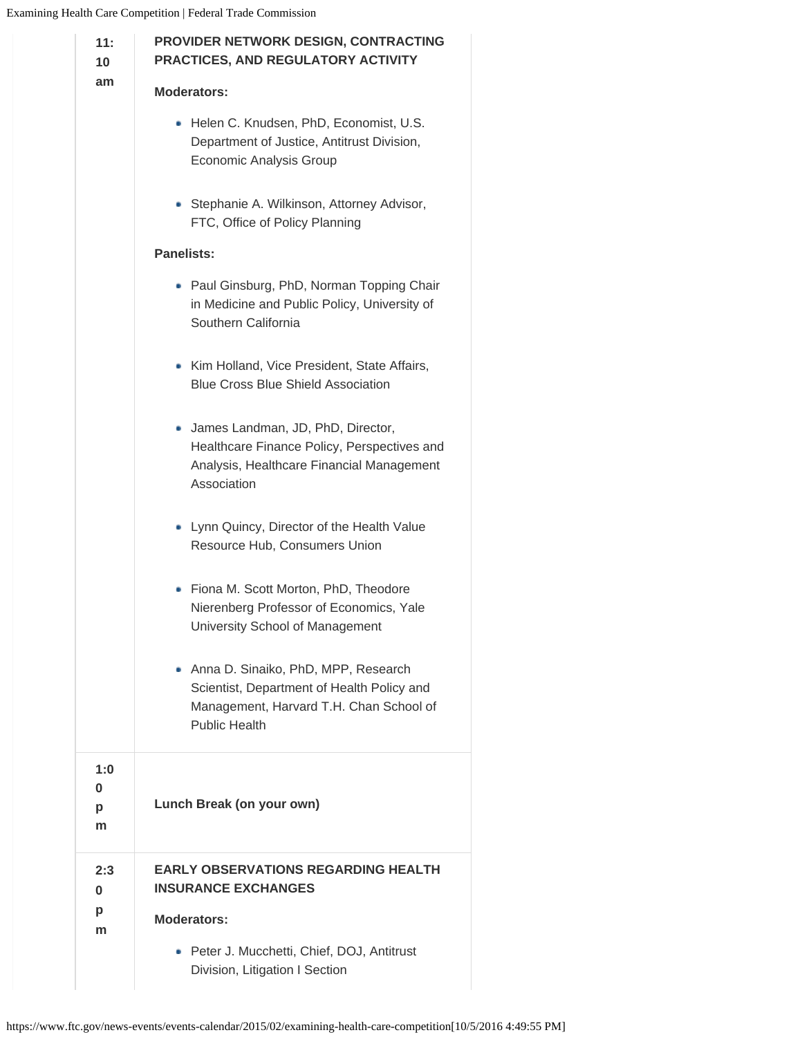| | |
|---|---|
| 11:10 am | **PROVIDER NETWORK DESIGN, CONTRACTING PRACTICES, AND REGULATORY ACTIVITY**<br><br>**Moderators:**<br><br>• Helen C. Knudsen, PhD, Economist, U.S. Department of Justice, Antitrust Division, Economic Analysis Group<br><br>• Stephanie A. Wilkinson, Attorney Advisor, FTC, Office of Policy Planning<br><br>**Panelists:**<br><br>• Paul Ginsburg, PhD, Norman Topping Chair in Medicine and Public Policy, University of Southern California<br><br>• Kim Holland, Vice President, State Affairs, Blue Cross Blue Shield Association<br><br>• James Landman, JD, PhD, Director, Healthcare Finance Policy, Perspectives and Analysis, Healthcare Financial Management Association<br><br>• Lynn Quincy, Director of the Health Value Resource Hub, Consumers Union<br><br>• Fiona M. Scott Morton, PhD, Theodore Nierenberg Professor of Economics, Yale University School of Management<br><br>• Anna D. Sinaiko, PhD, MPP, Research Scientist, Department of Health Policy and Management, Harvard T.H. Chan School of Public Health |
| 1:00 pm | **Lunch Break (on your own)** |
| 2:30 pm | **EARLY OBSERVATIONS REGARDING HEALTH INSURANCE EXCHANGES**<br><br>**Moderators:**<br><br>• Peter J. Mucchetti, Chief, DOJ, Antitrust Division, Litigation I Section |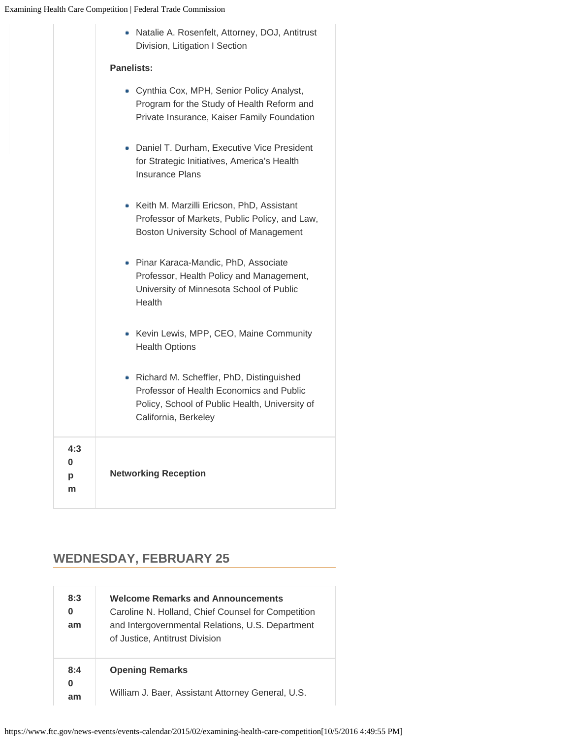| | |
|---|---|
| | - Natalie A. Rosenfelt, Attorney, DOJ, Antitrust Division, Litigation I Section<br><br>**Panelists:**<br><br>- Cynthia Cox, MPH, Senior Policy Analyst, Program for the Study of Health Reform and Private Insurance, Kaiser Family Foundation<br>- Daniel T. Durham, Executive Vice President for Strategic Initiatives, America's Health Insurance Plans<br>- Keith M. Marzilli Ericson, PhD, Assistant Professor of Markets, Public Policy, and Law, Boston University School of Management<br>- Pinar Karaca-Mandic, PhD, Associate Professor, Health Policy and Management, University of Minnesota School of Public Health<br>- Kevin Lewis, MPP, CEO, Maine Community Health Options<br>- Richard M. Scheffler, PhD, Distinguished Professor of Health Economics and Public Policy, School of Public Health, University of California, Berkeley |
| **4:30 pm** | **Networking Reception** |

## WEDNESDAY, FEBRUARY 25

| | |
|---|---|
| **8:30 am** | **Welcome Remarks and Announcements**<br>Caroline N. Holland, Chief Counsel for Competition and Intergovernmental Relations, U.S. Department of Justice, Antitrust Division |
| **8:40 am** | **Opening Remarks**<br><br>William J. Baer, Assistant Attorney General, U.S. |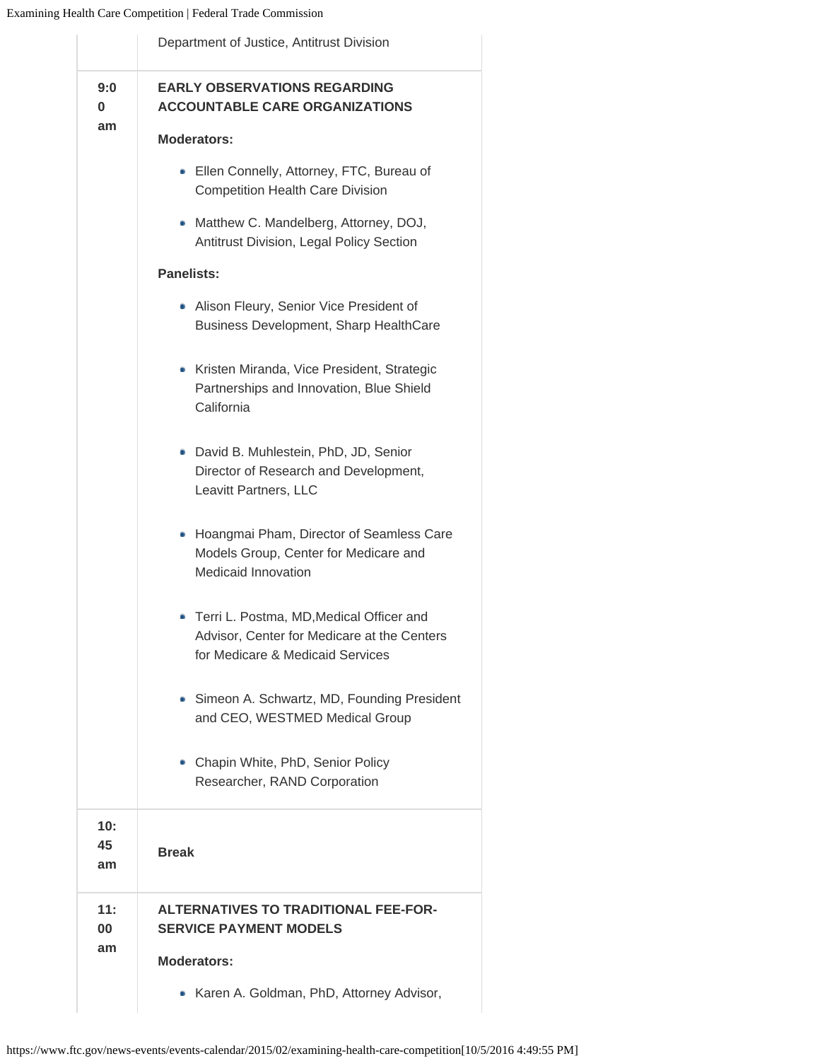| | |
|---|---|
| | Department of Justice, Antitrust Division |
| 9:00 am | **EARLY OBSERVATIONS REGARDING ACCOUNTABLE CARE ORGANIZATIONS**<br><br>**Moderators:**<br><br>• Ellen Connelly, Attorney, FTC, Bureau of Competition Health Care Division<br>• Matthew C. Mandelberg, Attorney, DOJ, Antitrust Division, Legal Policy Section<br><br>**Panelists:**<br><br>• Alison Fleury, Senior Vice President of Business Development, Sharp HealthCare<br>• Kristen Miranda, Vice President, Strategic Partnerships and Innovation, Blue Shield California<br>• David B. Muhlestein, PhD, JD, Senior Director of Research and Development, Leavitt Partners, LLC<br>• Hoangmai Pham, Director of Seamless Care Models Group, Center for Medicare and Medicaid Innovation<br>• Terri L. Postma, MD,Medical Officer and Advisor, Center for Medicare at the Centers for Medicare & Medicaid Services<br>• Simeon A. Schwartz, MD, Founding President and CEO, WESTMED Medical Group<br>• Chapin White, PhD, Senior Policy Researcher, RAND Corporation |
| 10:45 am | **Break** |
| 11:00 am | **ALTERNATIVES TO TRADITIONAL FEE-FOR-SERVICE PAYMENT MODELS**<br><br>**Moderators:**<br><br>• Karen A. Goldman, PhD, Attorney Advisor, |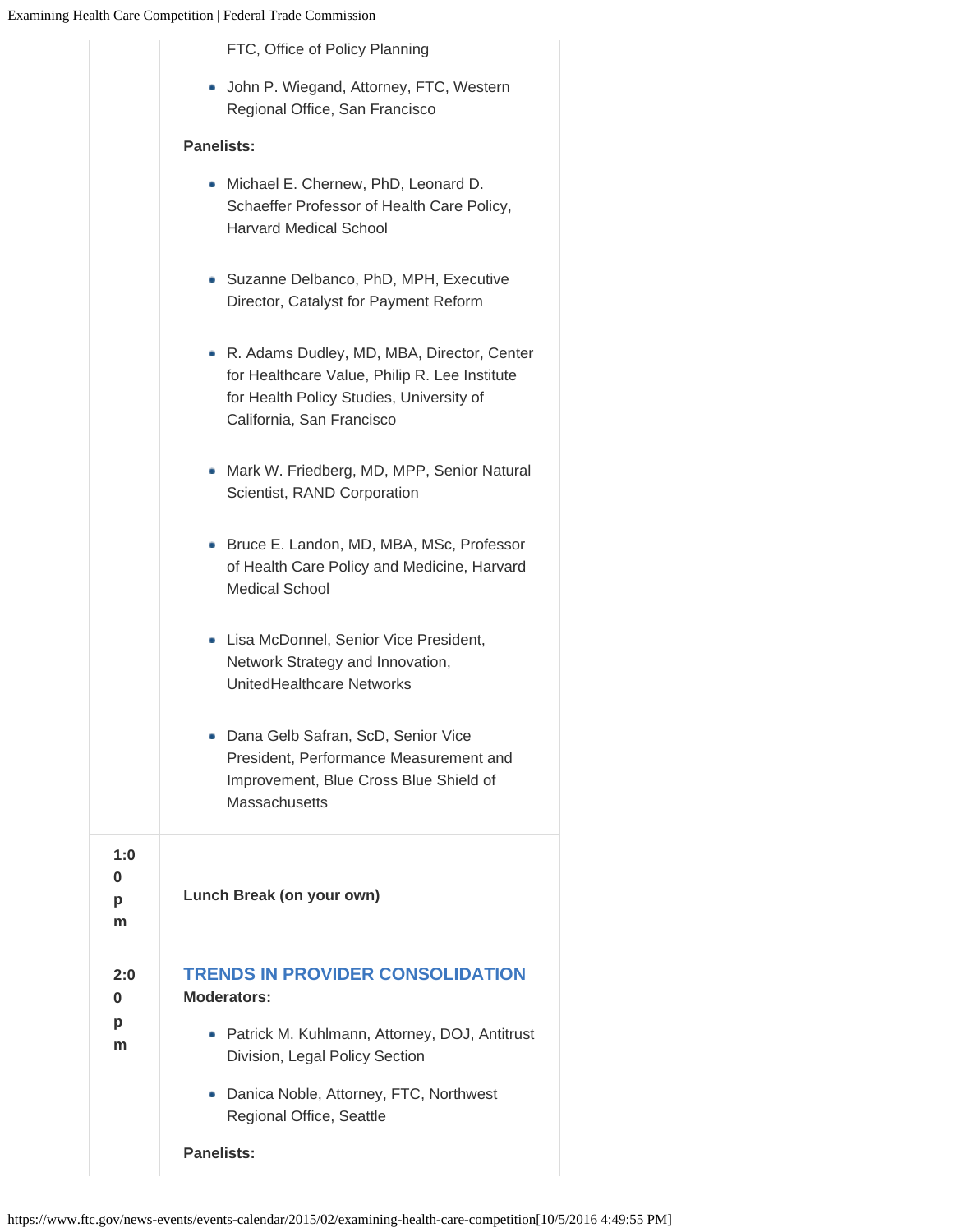FTC, Office of Policy Planning

- John P. Wiegand, Attorney, FTC, Western Regional Office, San Francisco

**Panelists:**

- Michael E. Chernew, PhD, Leonard D. Schaeffer Professor of Health Care Policy, Harvard Medical School
- Suzanne Delbanco, PhD, MPH, Executive Director, Catalyst for Payment Reform
- R. Adams Dudley, MD, MBA, Director, Center for Healthcare Value, Philip R. Lee Institute for Health Policy Studies, University of California, San Francisco
- Mark W. Friedberg, MD, MPP, Senior Natural Scientist, RAND Corporation
- Bruce E. Landon, MD, MBA, MSc, Professor of Health Care Policy and Medicine, Harvard Medical School
- Lisa McDonnel, Senior Vice President, Network Strategy and Innovation, UnitedHealthcare Networks
- Dana Gelb Safran, ScD, Senior Vice President, Performance Measurement and Improvement, Blue Cross Blue Shield of Massachusetts

**1:00 pm** — **Lunch Break (on your own)**

**2:00 pm** — **TRENDS IN PROVIDER CONSOLIDATION**

**Moderators:**

- Patrick M. Kuhlmann, Attorney, DOJ, Antitrust Division, Legal Policy Section
- Danica Noble, Attorney, FTC, Northwest Regional Office, Seattle

**Panelists:**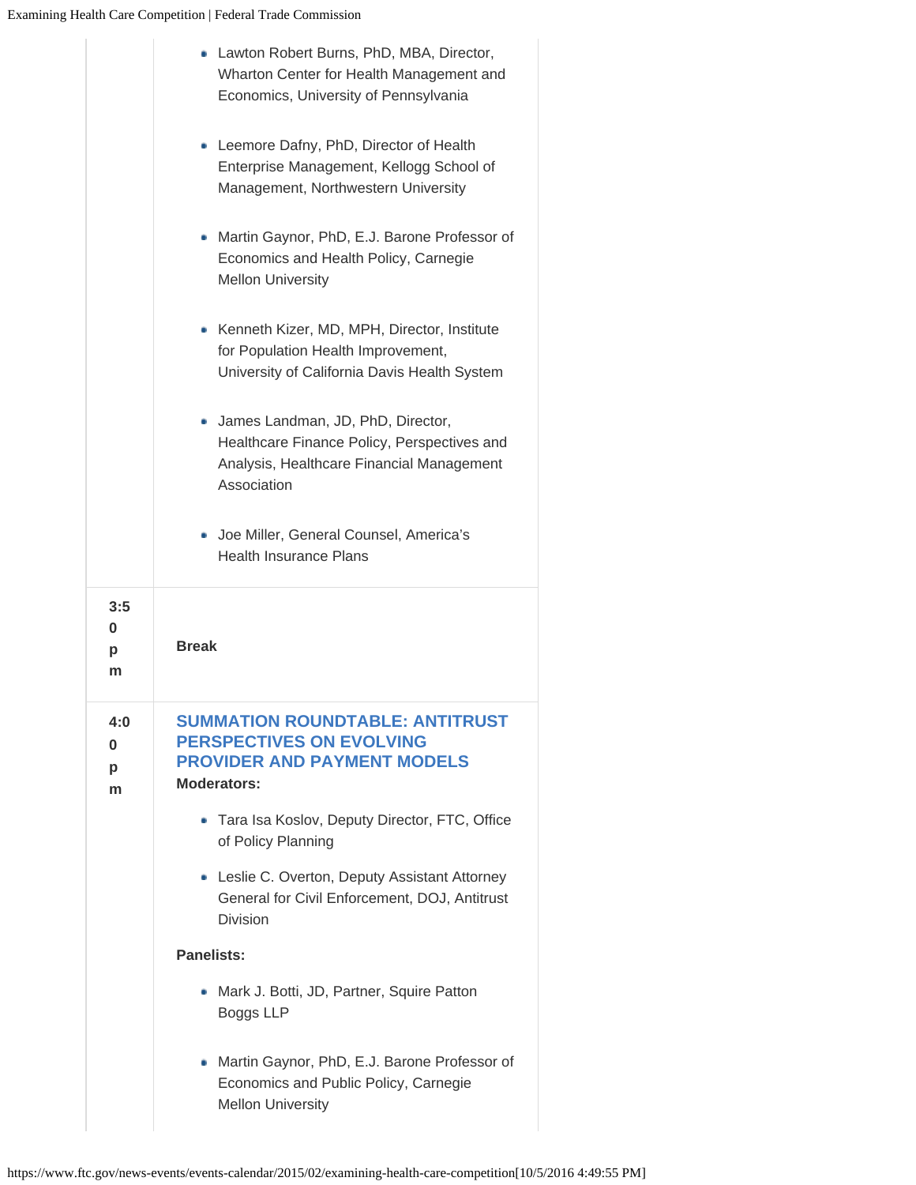- Lawton Robert Burns, PhD, MBA, Director, Wharton Center for Health Management and Economics, University of Pennsylvania
- Leemore Dafny, PhD, Director of Health Enterprise Management, Kellogg School of Management, Northwestern University
- Martin Gaynor, PhD, E.J. Barone Professor of Economics and Health Policy, Carnegie Mellon University
- Kenneth Kizer, MD, MPH, Director, Institute for Population Health Improvement, University of California Davis Health System
- James Landman, JD, PhD, Director, Healthcare Finance Policy, Perspectives and Analysis, Healthcare Financial Management Association
- Joe Miller, General Counsel, America's Health Insurance Plans

**3:50 pm** — **Break**

**4:00 pm**

### SUMMATION ROUNDTABLE: ANTITRUST PERSPECTIVES ON EVOLVING PROVIDER AND PAYMENT MODELS

**Moderators:**

- Tara Isa Koslov, Deputy Director, FTC, Office of Policy Planning
- Leslie C. Overton, Deputy Assistant Attorney General for Civil Enforcement, DOJ, Antitrust Division

**Panelists:**

- Mark J. Botti, JD, Partner, Squire Patton Boggs LLP
- Martin Gaynor, PhD, E.J. Barone Professor of Economics and Public Policy, Carnegie Mellon University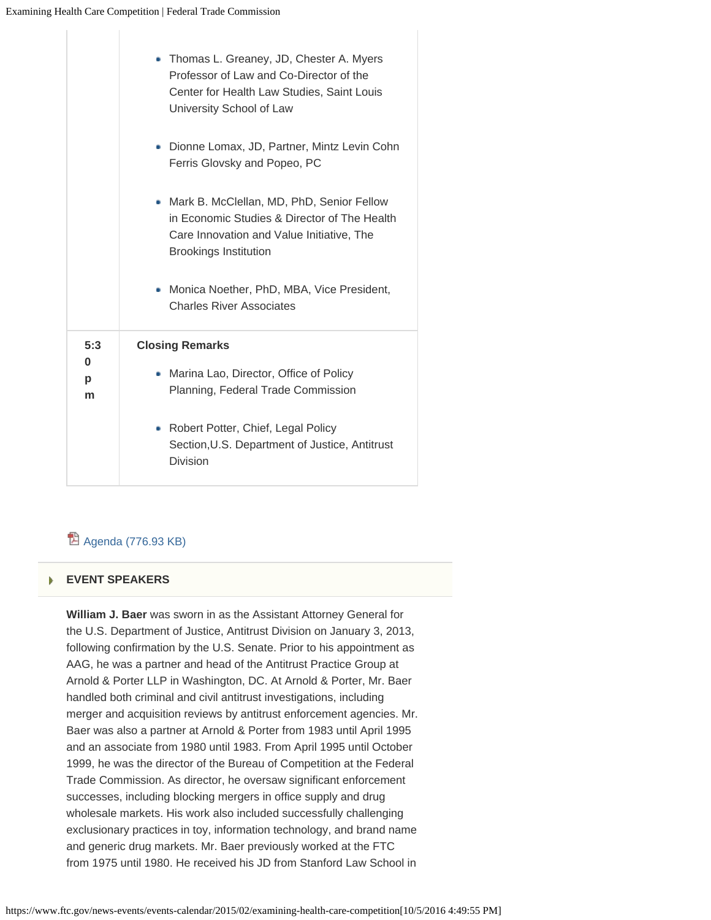| | |
|---|---|
| | • Thomas L. Greaney, JD, Chester A. Myers Professor of Law and Co-Director of the Center for Health Law Studies, Saint Louis University School of Law<br><br>• Dionne Lomax, JD, Partner, Mintz Levin Cohn Ferris Glovsky and Popeo, PC<br><br>• Mark B. McClellan, MD, PhD, Senior Fellow in Economic Studies & Director of The Health Care Innovation and Value Initiative, The Brookings Institution<br><br>• Monica Noether, PhD, MBA, Vice President, Charles River Associates |
| **5:30 pm** | **Closing Remarks**<br><br>• Marina Lao, Director, Office of Policy Planning, Federal Trade Commission<br><br>• Robert Potter, Chief, Legal Policy Section,U.S. Department of Justice, Antitrust Division |

Agenda (776.93 KB)

## EVENT SPEAKERS

**William J. Baer** was sworn in as the Assistant Attorney General for the U.S. Department of Justice, Antitrust Division on January 3, 2013, following confirmation by the U.S. Senate. Prior to his appointment as AAG, he was a partner and head of the Antitrust Practice Group at Arnold & Porter LLP in Washington, DC. At Arnold & Porter, Mr. Baer handled both criminal and civil antitrust investigations, including merger and acquisition reviews by antitrust enforcement agencies. Mr. Baer was also a partner at Arnold & Porter from 1983 until April 1995 and an associate from 1980 until 1983. From April 1995 until October 1999, he was the director of the Bureau of Competition at the Federal Trade Commission. As director, he oversaw significant enforcement successes, including blocking mergers in office supply and drug wholesale markets. His work also included successfully challenging exclusionary practices in toy, information technology, and brand name and generic drug markets. Mr. Baer previously worked at the FTC from 1975 until 1980. He received his JD from Stanford Law School in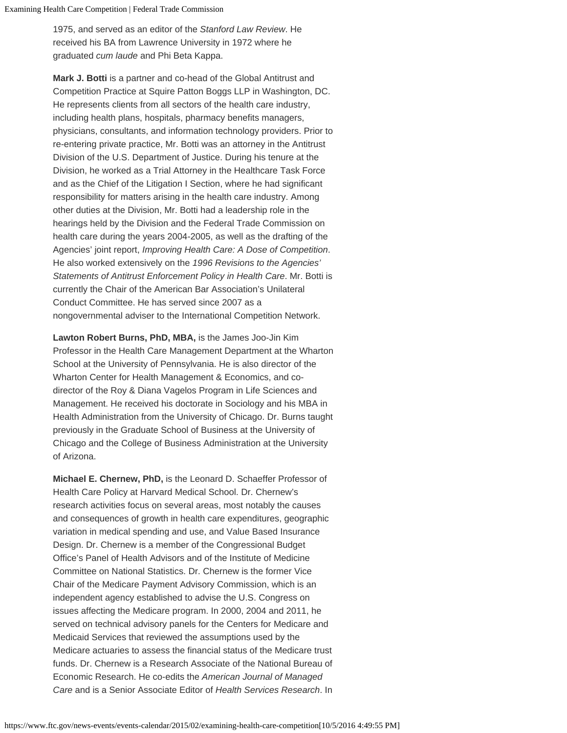1975, and served as an editor of the *Stanford Law Review*. He received his BA from Lawrence University in 1972 where he graduated *cum laude* and Phi Beta Kappa.

**Mark J. Botti** is a partner and co-head of the Global Antitrust and Competition Practice at Squire Patton Boggs LLP in Washington, DC. He represents clients from all sectors of the health care industry, including health plans, hospitals, pharmacy benefits managers, physicians, consultants, and information technology providers. Prior to re-entering private practice, Mr. Botti was an attorney in the Antitrust Division of the U.S. Department of Justice. During his tenure at the Division, he worked as a Trial Attorney in the Healthcare Task Force and as the Chief of the Litigation I Section, where he had significant responsibility for matters arising in the health care industry. Among other duties at the Division, Mr. Botti had a leadership role in the hearings held by the Division and the Federal Trade Commission on health care during the years 2004-2005, as well as the drafting of the Agencies' joint report, *Improving Health Care: A Dose of Competition*. He also worked extensively on the *1996 Revisions to the Agencies' Statements of Antitrust Enforcement Policy in Health Care*. Mr. Botti is currently the Chair of the American Bar Association's Unilateral Conduct Committee. He has served since 2007 as a nongovernmental adviser to the International Competition Network.

**Lawton Robert Burns, PhD, MBA,** is the James Joo-Jin Kim Professor in the Health Care Management Department at the Wharton School at the University of Pennsylvania. He is also director of the Wharton Center for Health Management & Economics, and co-director of the Roy & Diana Vagelos Program in Life Sciences and Management. He received his doctorate in Sociology and his MBA in Health Administration from the University of Chicago. Dr. Burns taught previously in the Graduate School of Business at the University of Chicago and the College of Business Administration at the University of Arizona.

**Michael E. Chernew, PhD,** is the Leonard D. Schaeffer Professor of Health Care Policy at Harvard Medical School. Dr. Chernew's research activities focus on several areas, most notably the causes and consequences of growth in health care expenditures, geographic variation in medical spending and use, and Value Based Insurance Design. Dr. Chernew is a member of the Congressional Budget Office's Panel of Health Advisors and of the Institute of Medicine Committee on National Statistics. Dr. Chernew is the former Vice Chair of the Medicare Payment Advisory Commission, which is an independent agency established to advise the U.S. Congress on issues affecting the Medicare program. In 2000, 2004 and 2011, he served on technical advisory panels for the Centers for Medicare and Medicaid Services that reviewed the assumptions used by the Medicare actuaries to assess the financial status of the Medicare trust funds. Dr. Chernew is a Research Associate of the National Bureau of Economic Research. He co-edits the *American Journal of Managed Care* and is a Senior Associate Editor of *Health Services Research*. In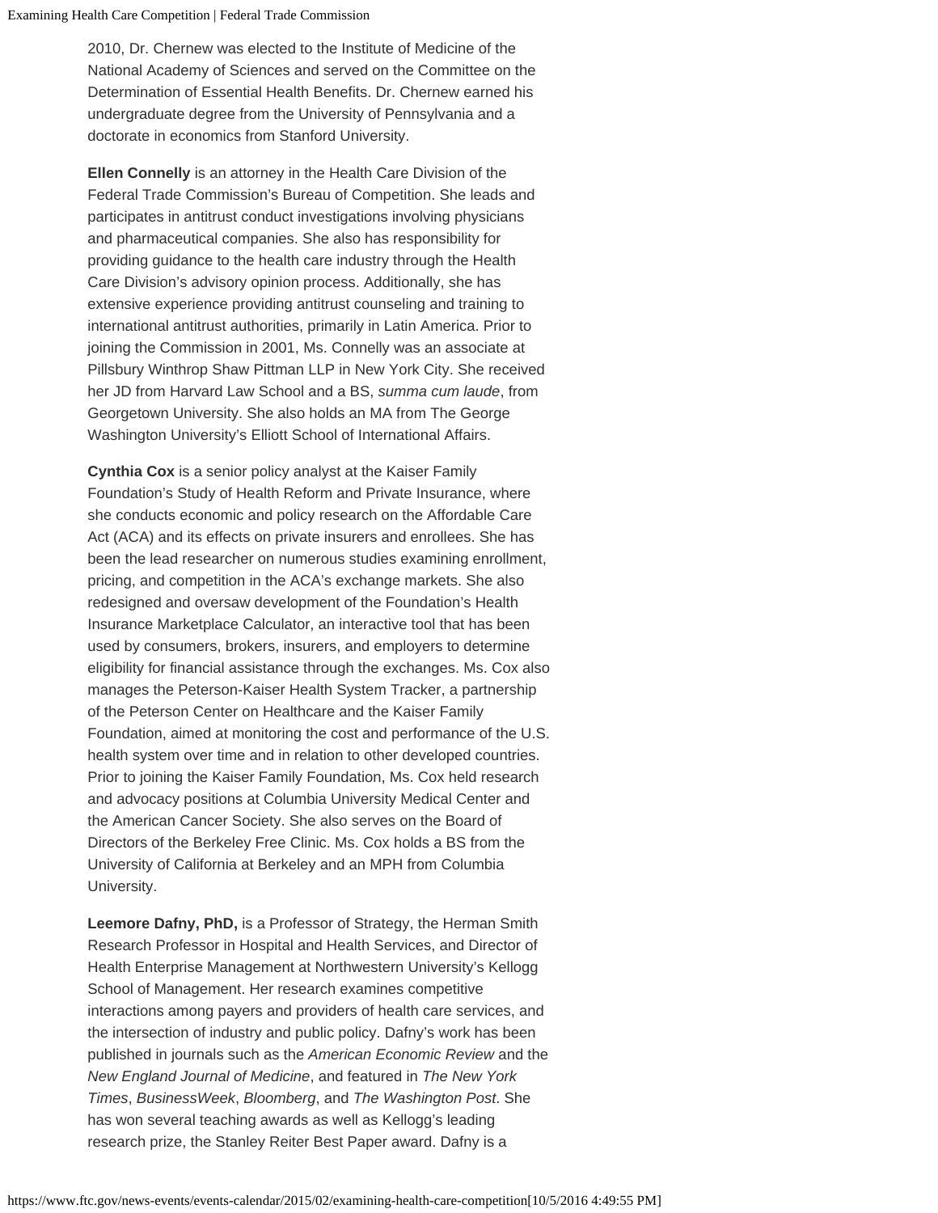2010, Dr. Chernew was elected to the Institute of Medicine of the National Academy of Sciences and served on the Committee on the Determination of Essential Health Benefits. Dr. Chernew earned his undergraduate degree from the University of Pennsylvania and a doctorate in economics from Stanford University.

**Ellen Connelly** is an attorney in the Health Care Division of the Federal Trade Commission's Bureau of Competition. She leads and participates in antitrust conduct investigations involving physicians and pharmaceutical companies. She also has responsibility for providing guidance to the health care industry through the Health Care Division's advisory opinion process. Additionally, she has extensive experience providing antitrust counseling and training to international antitrust authorities, primarily in Latin America. Prior to joining the Commission in 2001, Ms. Connelly was an associate at Pillsbury Winthrop Shaw Pittman LLP in New York City. She received her JD from Harvard Law School and a BS, *summa cum laude*, from Georgetown University. She also holds an MA from The George Washington University's Elliott School of International Affairs.

**Cynthia Cox** is a senior policy analyst at the Kaiser Family Foundation's Study of Health Reform and Private Insurance, where she conducts economic and policy research on the Affordable Care Act (ACA) and its effects on private insurers and enrollees. She has been the lead researcher on numerous studies examining enrollment, pricing, and competition in the ACA's exchange markets. She also redesigned and oversaw development of the Foundation's Health Insurance Marketplace Calculator, an interactive tool that has been used by consumers, brokers, insurers, and employers to determine eligibility for financial assistance through the exchanges. Ms. Cox also manages the Peterson-Kaiser Health System Tracker, a partnership of the Peterson Center on Healthcare and the Kaiser Family Foundation, aimed at monitoring the cost and performance of the U.S. health system over time and in relation to other developed countries. Prior to joining the Kaiser Family Foundation, Ms. Cox held research and advocacy positions at Columbia University Medical Center and the American Cancer Society. She also serves on the Board of Directors of the Berkeley Free Clinic. Ms. Cox holds a BS from the University of California at Berkeley and an MPH from Columbia University.

**Leemore Dafny, PhD,** is a Professor of Strategy, the Herman Smith Research Professor in Hospital and Health Services, and Director of Health Enterprise Management at Northwestern University's Kellogg School of Management. Her research examines competitive interactions among payers and providers of health care services, and the intersection of industry and public policy. Dafny's work has been published in journals such as the *American Economic Review* and the *New England Journal of Medicine*, and featured in *The New York Times*, *BusinessWeek*, *Bloomberg*, and *The Washington Post*. She has won several teaching awards as well as Kellogg's leading research prize, the Stanley Reiter Best Paper award. Dafny is a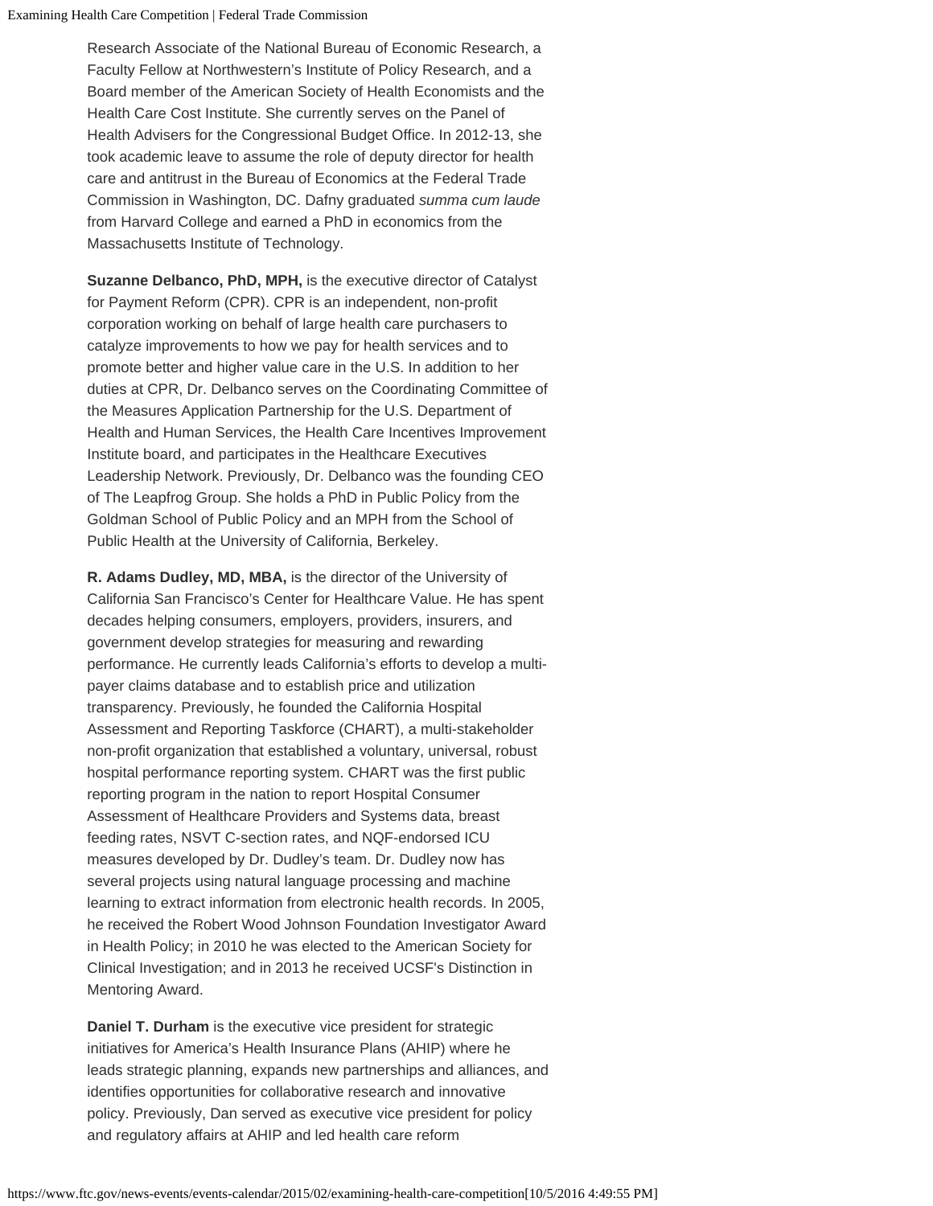Research Associate of the National Bureau of Economic Research, a Faculty Fellow at Northwestern's Institute of Policy Research, and a Board member of the American Society of Health Economists and the Health Care Cost Institute. She currently serves on the Panel of Health Advisers for the Congressional Budget Office. In 2012-13, she took academic leave to assume the role of deputy director for health care and antitrust in the Bureau of Economics at the Federal Trade Commission in Washington, DC. Dafny graduated *summa cum laude* from Harvard College and earned a PhD in economics from the Massachusetts Institute of Technology.

**Suzanne Delbanco, PhD, MPH,** is the executive director of Catalyst for Payment Reform (CPR). CPR is an independent, non-profit corporation working on behalf of large health care purchasers to catalyze improvements to how we pay for health services and to promote better and higher value care in the U.S. In addition to her duties at CPR, Dr. Delbanco serves on the Coordinating Committee of the Measures Application Partnership for the U.S. Department of Health and Human Services, the Health Care Incentives Improvement Institute board, and participates in the Healthcare Executives Leadership Network. Previously, Dr. Delbanco was the founding CEO of The Leapfrog Group. She holds a PhD in Public Policy from the Goldman School of Public Policy and an MPH from the School of Public Health at the University of California, Berkeley.

**R. Adams Dudley, MD, MBA,** is the director of the University of California San Francisco's Center for Healthcare Value. He has spent decades helping consumers, employers, providers, insurers, and government develop strategies for measuring and rewarding performance. He currently leads California's efforts to develop a multi-payer claims database and to establish price and utilization transparency. Previously, he founded the California Hospital Assessment and Reporting Taskforce (CHART), a multi-stakeholder non-profit organization that established a voluntary, universal, robust hospital performance reporting system. CHART was the first public reporting program in the nation to report Hospital Consumer Assessment of Healthcare Providers and Systems data, breast feeding rates, NSVT C-section rates, and NQF-endorsed ICU measures developed by Dr. Dudley's team. Dr. Dudley now has several projects using natural language processing and machine learning to extract information from electronic health records. In 2005, he received the Robert Wood Johnson Foundation Investigator Award in Health Policy; in 2010 he was elected to the American Society for Clinical Investigation; and in 2013 he received UCSF's Distinction in Mentoring Award.

**Daniel T. Durham** is the executive vice president for strategic initiatives for America's Health Insurance Plans (AHIP) where he leads strategic planning, expands new partnerships and alliances, and identifies opportunities for collaborative research and innovative policy. Previously, Dan served as executive vice president for policy and regulatory affairs at AHIP and led health care reform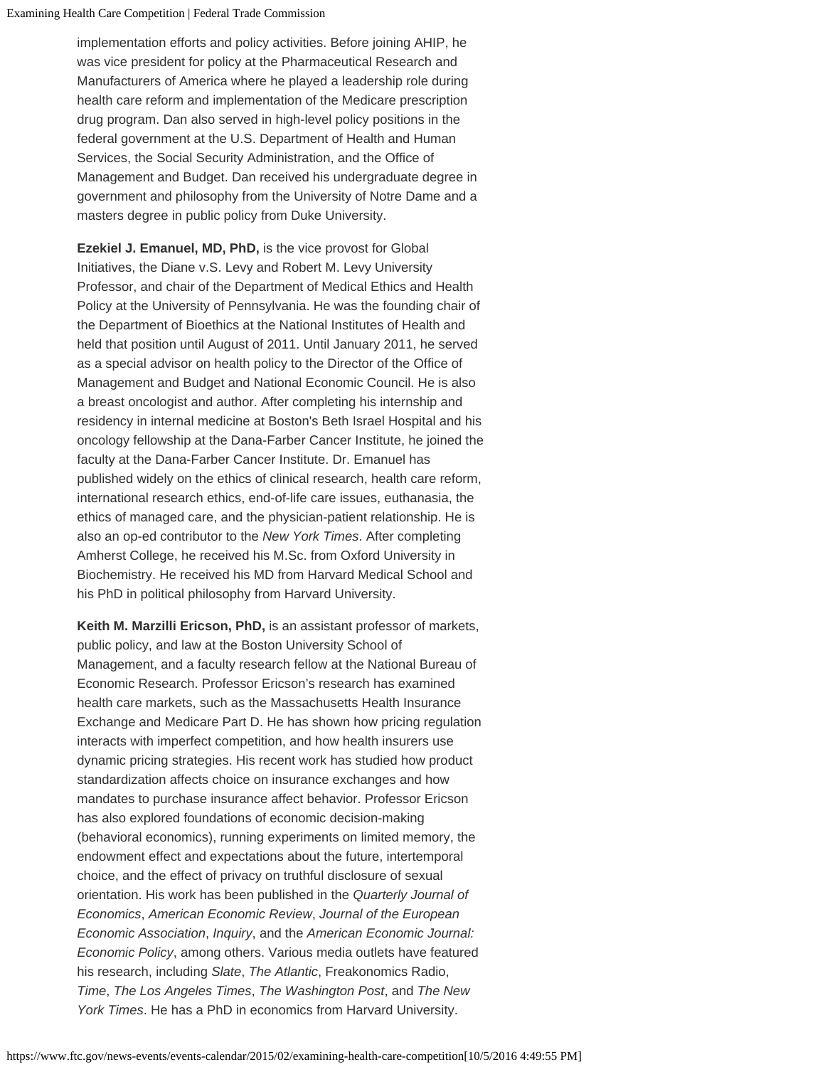implementation efforts and policy activities. Before joining AHIP, he was vice president for policy at the Pharmaceutical Research and Manufacturers of America where he played a leadership role during health care reform and implementation of the Medicare prescription drug program. Dan also served in high-level policy positions in the federal government at the U.S. Department of Health and Human Services, the Social Security Administration, and the Office of Management and Budget. Dan received his undergraduate degree in government and philosophy from the University of Notre Dame and a masters degree in public policy from Duke University.

**Ezekiel J. Emanuel, MD, PhD,** is the vice provost for Global Initiatives, the Diane v.S. Levy and Robert M. Levy University Professor, and chair of the Department of Medical Ethics and Health Policy at the University of Pennsylvania. He was the founding chair of the Department of Bioethics at the National Institutes of Health and held that position until August of 2011. Until January 2011, he served as a special advisor on health policy to the Director of the Office of Management and Budget and National Economic Council. He is also a breast oncologist and author. After completing his internship and residency in internal medicine at Boston's Beth Israel Hospital and his oncology fellowship at the Dana-Farber Cancer Institute, he joined the faculty at the Dana-Farber Cancer Institute. Dr. Emanuel has published widely on the ethics of clinical research, health care reform, international research ethics, end-of-life care issues, euthanasia, the ethics of managed care, and the physician-patient relationship. He is also an op-ed contributor to the *New York Times*. After completing Amherst College, he received his M.Sc. from Oxford University in Biochemistry. He received his MD from Harvard Medical School and his PhD in political philosophy from Harvard University.

**Keith M. Marzilli Ericson, PhD,** is an assistant professor of markets, public policy, and law at the Boston University School of Management, and a faculty research fellow at the National Bureau of Economic Research. Professor Ericson's research has examined health care markets, such as the Massachusetts Health Insurance Exchange and Medicare Part D. He has shown how pricing regulation interacts with imperfect competition, and how health insurers use dynamic pricing strategies. His recent work has studied how product standardization affects choice on insurance exchanges and how mandates to purchase insurance affect behavior. Professor Ericson has also explored foundations of economic decision-making (behavioral economics), running experiments on limited memory, the endowment effect and expectations about the future, intertemporal choice, and the effect of privacy on truthful disclosure of sexual orientation. His work has been published in the *Quarterly Journal of Economics*, *American Economic Review*, *Journal of the European Economic Association*, *Inquiry*, and the *American Economic Journal: Economic Policy*, among others. Various media outlets have featured his research, including *Slate*, *The Atlantic*, Freakonomics Radio, *Time*, *The Los Angeles Times*, *The Washington Post*, and *The New York Times*. He has a PhD in economics from Harvard University.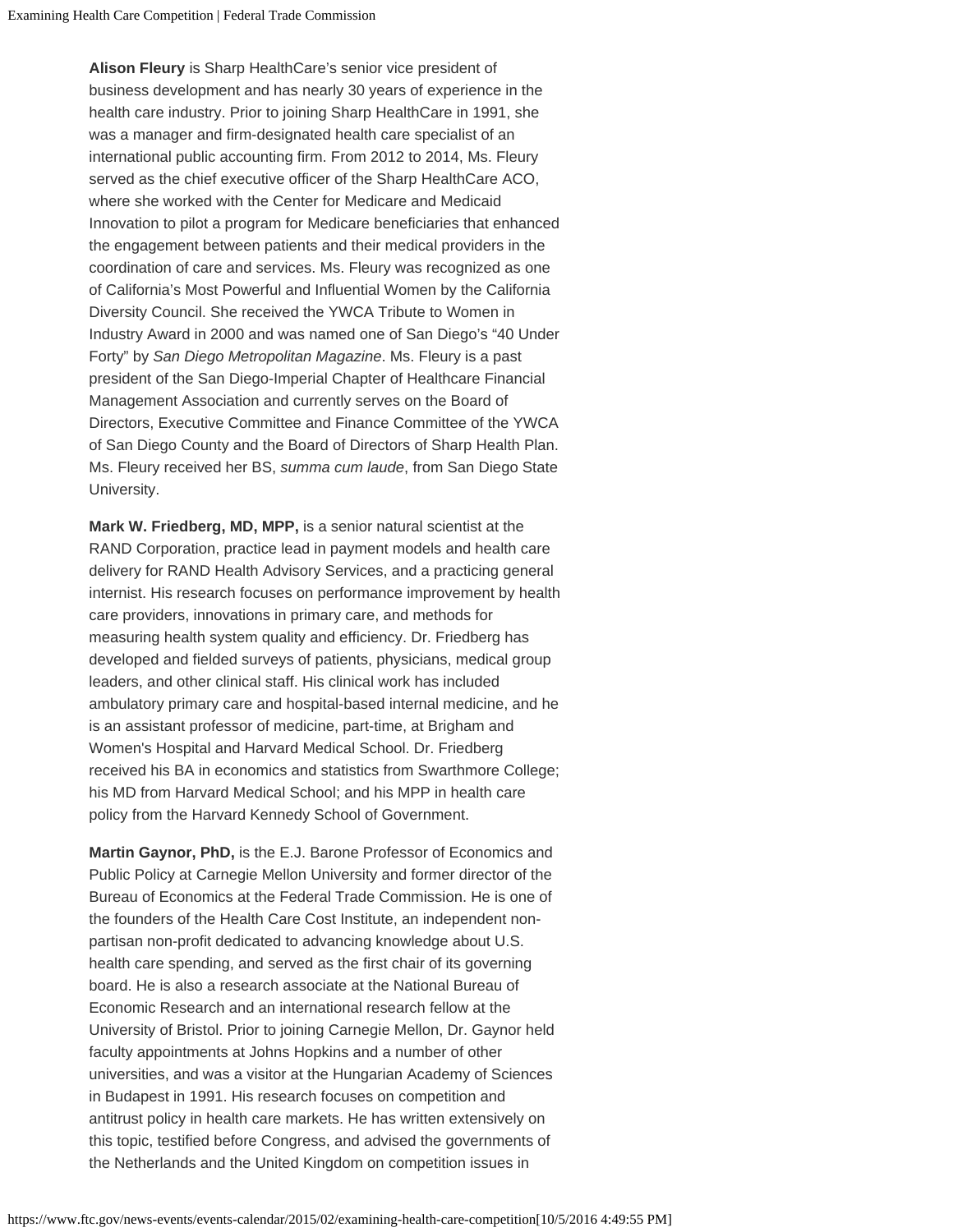**Alison Fleury** is Sharp HealthCare's senior vice president of business development and has nearly 30 years of experience in the health care industry. Prior to joining Sharp HealthCare in 1991, she was a manager and firm-designated health care specialist of an international public accounting firm. From 2012 to 2014, Ms. Fleury served as the chief executive officer of the Sharp HealthCare ACO, where she worked with the Center for Medicare and Medicaid Innovation to pilot a program for Medicare beneficiaries that enhanced the engagement between patients and their medical providers in the coordination of care and services. Ms. Fleury was recognized as one of California's Most Powerful and Influential Women by the California Diversity Council. She received the YWCA Tribute to Women in Industry Award in 2000 and was named one of San Diego's "40 Under Forty" by *San Diego Metropolitan Magazine*. Ms. Fleury is a past president of the San Diego-Imperial Chapter of Healthcare Financial Management Association and currently serves on the Board of Directors, Executive Committee and Finance Committee of the YWCA of San Diego County and the Board of Directors of Sharp Health Plan. Ms. Fleury received her BS, *summa cum laude*, from San Diego State University.

**Mark W. Friedberg, MD, MPP,** is a senior natural scientist at the RAND Corporation, practice lead in payment models and health care delivery for RAND Health Advisory Services, and a practicing general internist. His research focuses on performance improvement by health care providers, innovations in primary care, and methods for measuring health system quality and efficiency. Dr. Friedberg has developed and fielded surveys of patients, physicians, medical group leaders, and other clinical staff. His clinical work has included ambulatory primary care and hospital-based internal medicine, and he is an assistant professor of medicine, part-time, at Brigham and Women's Hospital and Harvard Medical School. Dr. Friedberg received his BA in economics and statistics from Swarthmore College; his MD from Harvard Medical School; and his MPP in health care policy from the Harvard Kennedy School of Government.

**Martin Gaynor, PhD,** is the E.J. Barone Professor of Economics and Public Policy at Carnegie Mellon University and former director of the Bureau of Economics at the Federal Trade Commission. He is one of the founders of the Health Care Cost Institute, an independent non-partisan non-profit dedicated to advancing knowledge about U.S. health care spending, and served as the first chair of its governing board. He is also a research associate at the National Bureau of Economic Research and an international research fellow at the University of Bristol. Prior to joining Carnegie Mellon, Dr. Gaynor held faculty appointments at Johns Hopkins and a number of other universities, and was a visitor at the Hungarian Academy of Sciences in Budapest in 1991. His research focuses on competition and antitrust policy in health care markets. He has written extensively on this topic, testified before Congress, and advised the governments of the Netherlands and the United Kingdom on competition issues in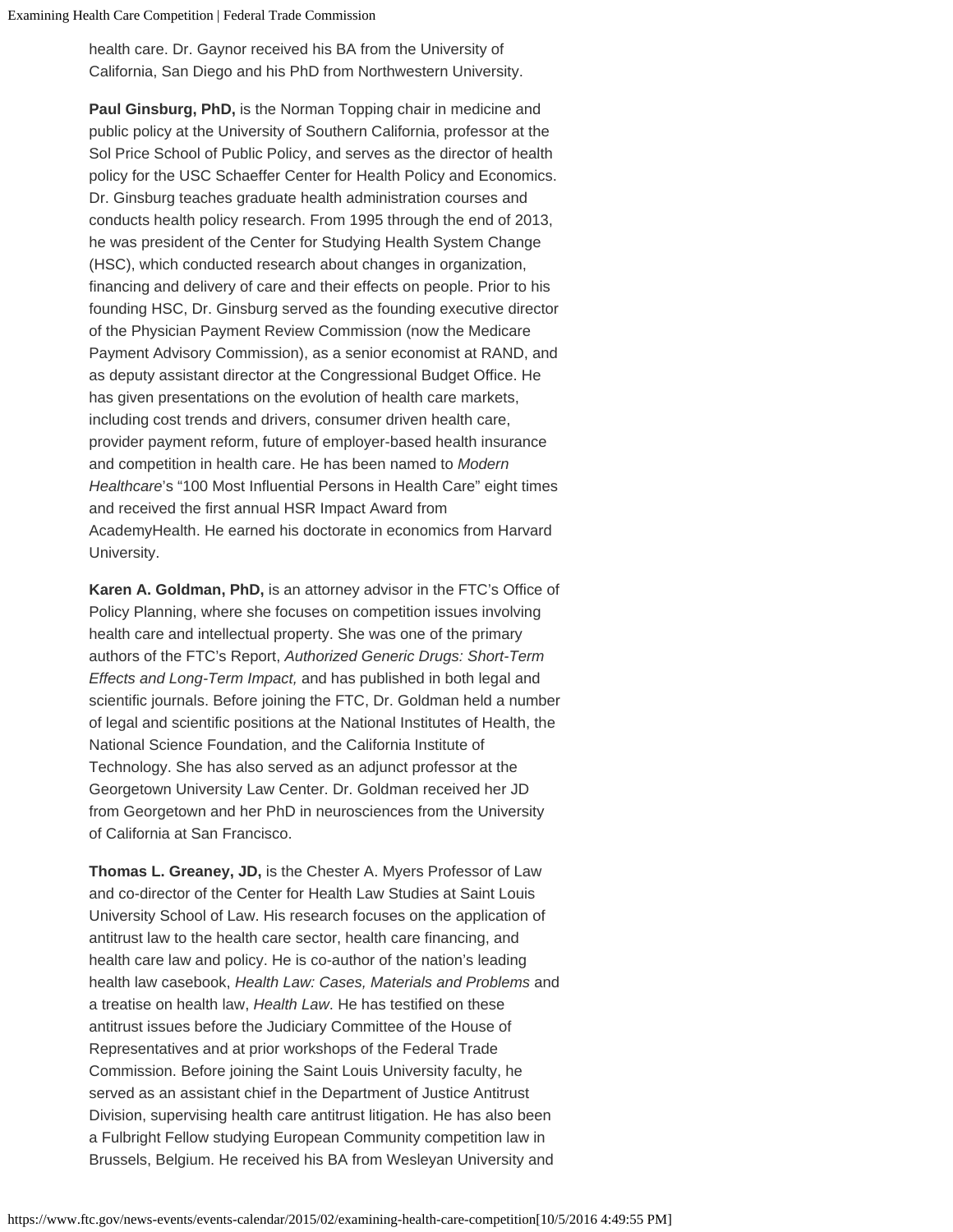health care. Dr. Gaynor received his BA from the University of California, San Diego and his PhD from Northwestern University.

**Paul Ginsburg, PhD,** is the Norman Topping chair in medicine and public policy at the University of Southern California, professor at the Sol Price School of Public Policy, and serves as the director of health policy for the USC Schaeffer Center for Health Policy and Economics. Dr. Ginsburg teaches graduate health administration courses and conducts health policy research. From 1995 through the end of 2013, he was president of the Center for Studying Health System Change (HSC), which conducted research about changes in organization, financing and delivery of care and their effects on people. Prior to his founding HSC, Dr. Ginsburg served as the founding executive director of the Physician Payment Review Commission (now the Medicare Payment Advisory Commission), as a senior economist at RAND, and as deputy assistant director at the Congressional Budget Office. He has given presentations on the evolution of health care markets, including cost trends and drivers, consumer driven health care, provider payment reform, future of employer-based health insurance and competition in health care. He has been named to *Modern Healthcare*'s "100 Most Influential Persons in Health Care" eight times and received the first annual HSR Impact Award from AcademyHealth. He earned his doctorate in economics from Harvard University.

**Karen A. Goldman, PhD,** is an attorney advisor in the FTC's Office of Policy Planning, where she focuses on competition issues involving health care and intellectual property. She was one of the primary authors of the FTC's Report, *Authorized Generic Drugs: Short-Term Effects and Long-Term Impact,* and has published in both legal and scientific journals. Before joining the FTC, Dr. Goldman held a number of legal and scientific positions at the National Institutes of Health, the National Science Foundation, and the California Institute of Technology. She has also served as an adjunct professor at the Georgetown University Law Center. Dr. Goldman received her JD from Georgetown and her PhD in neurosciences from the University of California at San Francisco.

**Thomas L. Greaney, JD,** is the Chester A. Myers Professor of Law and co-director of the Center for Health Law Studies at Saint Louis University School of Law. His research focuses on the application of antitrust law to the health care sector, health care financing, and health care law and policy. He is co-author of the nation's leading health law casebook, *Health Law: Cases, Materials and Problems* and a treatise on health law, *Health Law*. He has testified on these antitrust issues before the Judiciary Committee of the House of Representatives and at prior workshops of the Federal Trade Commission. Before joining the Saint Louis University faculty, he served as an assistant chief in the Department of Justice Antitrust Division, supervising health care antitrust litigation. He has also been a Fulbright Fellow studying European Community competition law in Brussels, Belgium. He received his BA from Wesleyan University and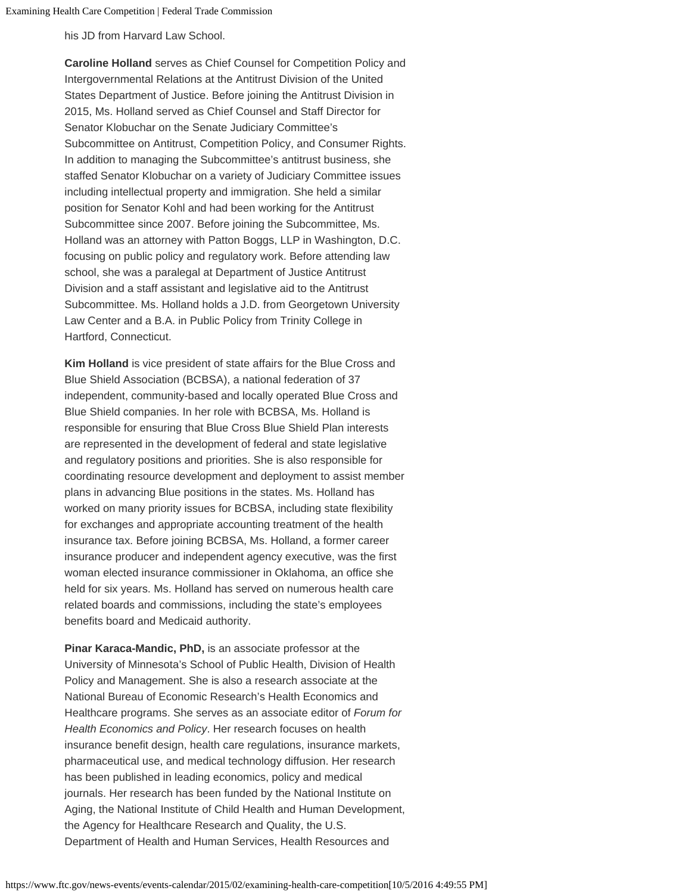his JD from Harvard Law School.

**Caroline Holland** serves as Chief Counsel for Competition Policy and Intergovernmental Relations at the Antitrust Division of the United States Department of Justice. Before joining the Antitrust Division in 2015, Ms. Holland served as Chief Counsel and Staff Director for Senator Klobuchar on the Senate Judiciary Committee's Subcommittee on Antitrust, Competition Policy, and Consumer Rights. In addition to managing the Subcommittee's antitrust business, she staffed Senator Klobuchar on a variety of Judiciary Committee issues including intellectual property and immigration. She held a similar position for Senator Kohl and had been working for the Antitrust Subcommittee since 2007. Before joining the Subcommittee, Ms. Holland was an attorney with Patton Boggs, LLP in Washington, D.C. focusing on public policy and regulatory work. Before attending law school, she was a paralegal at Department of Justice Antitrust Division and a staff assistant and legislative aid to the Antitrust Subcommittee. Ms. Holland holds a J.D. from Georgetown University Law Center and a B.A. in Public Policy from Trinity College in Hartford, Connecticut.

**Kim Holland** is vice president of state affairs for the Blue Cross and Blue Shield Association (BCBSA), a national federation of 37 independent, community-based and locally operated Blue Cross and Blue Shield companies. In her role with BCBSA, Ms. Holland is responsible for ensuring that Blue Cross Blue Shield Plan interests are represented in the development of federal and state legislative and regulatory positions and priorities. She is also responsible for coordinating resource development and deployment to assist member plans in advancing Blue positions in the states. Ms. Holland has worked on many priority issues for BCBSA, including state flexibility for exchanges and appropriate accounting treatment of the health insurance tax. Before joining BCBSA, Ms. Holland, a former career insurance producer and independent agency executive, was the first woman elected insurance commissioner in Oklahoma, an office she held for six years. Ms. Holland has served on numerous health care related boards and commissions, including the state's employees benefits board and Medicaid authority.

**Pinar Karaca-Mandic, PhD,** is an associate professor at the University of Minnesota's School of Public Health, Division of Health Policy and Management. She is also a research associate at the National Bureau of Economic Research's Health Economics and Healthcare programs. She serves as an associate editor of *Forum for Health Economics and Policy*. Her research focuses on health insurance benefit design, health care regulations, insurance markets, pharmaceutical use, and medical technology diffusion. Her research has been published in leading economics, policy and medical journals. Her research has been funded by the National Institute on Aging, the National Institute of Child Health and Human Development, the Agency for Healthcare Research and Quality, the U.S. Department of Health and Human Services, Health Resources and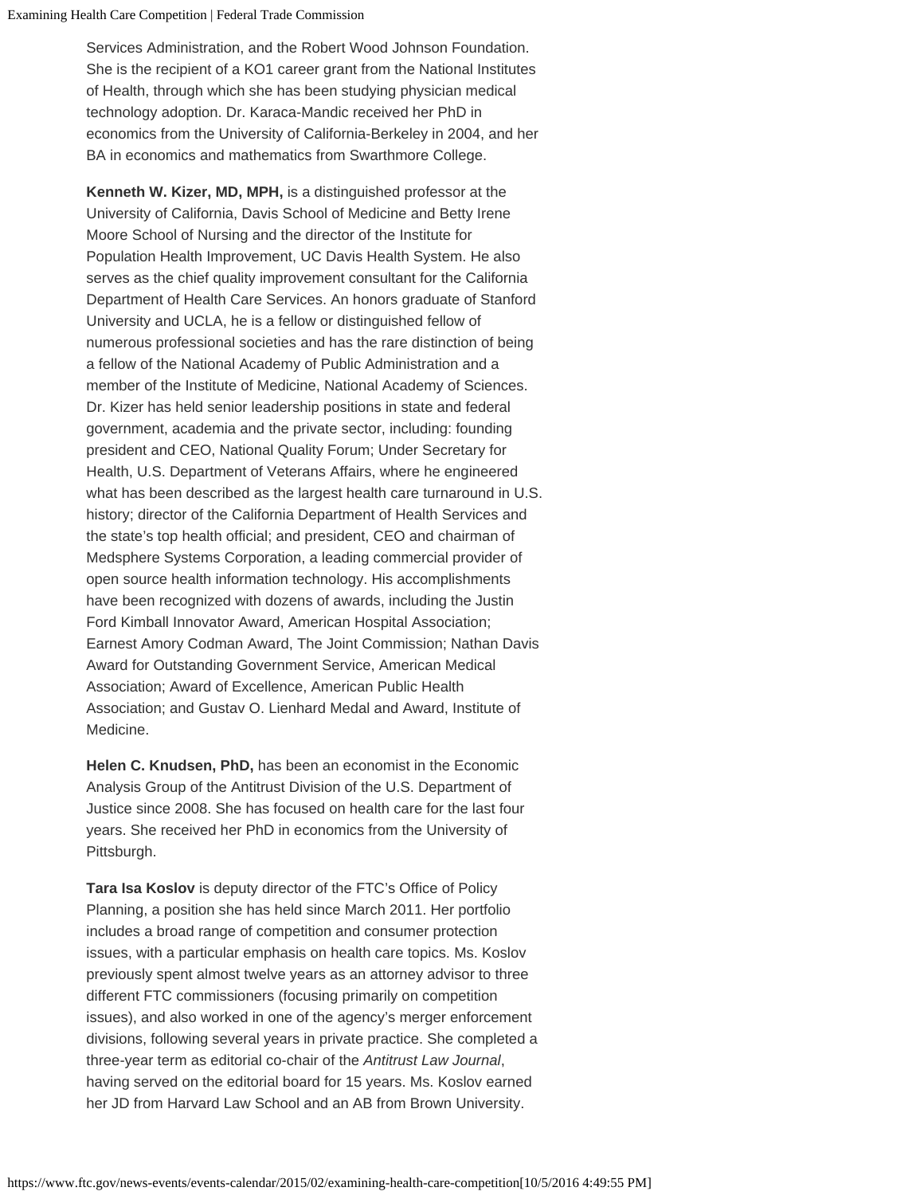Services Administration, and the Robert Wood Johnson Foundation. She is the recipient of a KO1 career grant from the National Institutes of Health, through which she has been studying physician medical technology adoption. Dr. Karaca-Mandic received her PhD in economics from the University of California-Berkeley in 2004, and her BA in economics and mathematics from Swarthmore College.

**Kenneth W. Kizer, MD, MPH,** is a distinguished professor at the University of California, Davis School of Medicine and Betty Irene Moore School of Nursing and the director of the Institute for Population Health Improvement, UC Davis Health System. He also serves as the chief quality improvement consultant for the California Department of Health Care Services. An honors graduate of Stanford University and UCLA, he is a fellow or distinguished fellow of numerous professional societies and has the rare distinction of being a fellow of the National Academy of Public Administration and a member of the Institute of Medicine, National Academy of Sciences. Dr. Kizer has held senior leadership positions in state and federal government, academia and the private sector, including: founding president and CEO, National Quality Forum; Under Secretary for Health, U.S. Department of Veterans Affairs, where he engineered what has been described as the largest health care turnaround in U.S. history; director of the California Department of Health Services and the state's top health official; and president, CEO and chairman of Medsphere Systems Corporation, a leading commercial provider of open source health information technology. His accomplishments have been recognized with dozens of awards, including the Justin Ford Kimball Innovator Award, American Hospital Association; Earnest Amory Codman Award, The Joint Commission; Nathan Davis Award for Outstanding Government Service, American Medical Association; Award of Excellence, American Public Health Association; and Gustav O. Lienhard Medal and Award, Institute of Medicine.

**Helen C. Knudsen, PhD,** has been an economist in the Economic Analysis Group of the Antitrust Division of the U.S. Department of Justice since 2008. She has focused on health care for the last four years. She received her PhD in economics from the University of Pittsburgh.

**Tara Isa Koslov** is deputy director of the FTC's Office of Policy Planning, a position she has held since March 2011. Her portfolio includes a broad range of competition and consumer protection issues, with a particular emphasis on health care topics. Ms. Koslov previously spent almost twelve years as an attorney advisor to three different FTC commissioners (focusing primarily on competition issues), and also worked in one of the agency's merger enforcement divisions, following several years in private practice. She completed a three-year term as editorial co-chair of the *Antitrust Law Journal*, having served on the editorial board for 15 years. Ms. Koslov earned her JD from Harvard Law School and an AB from Brown University.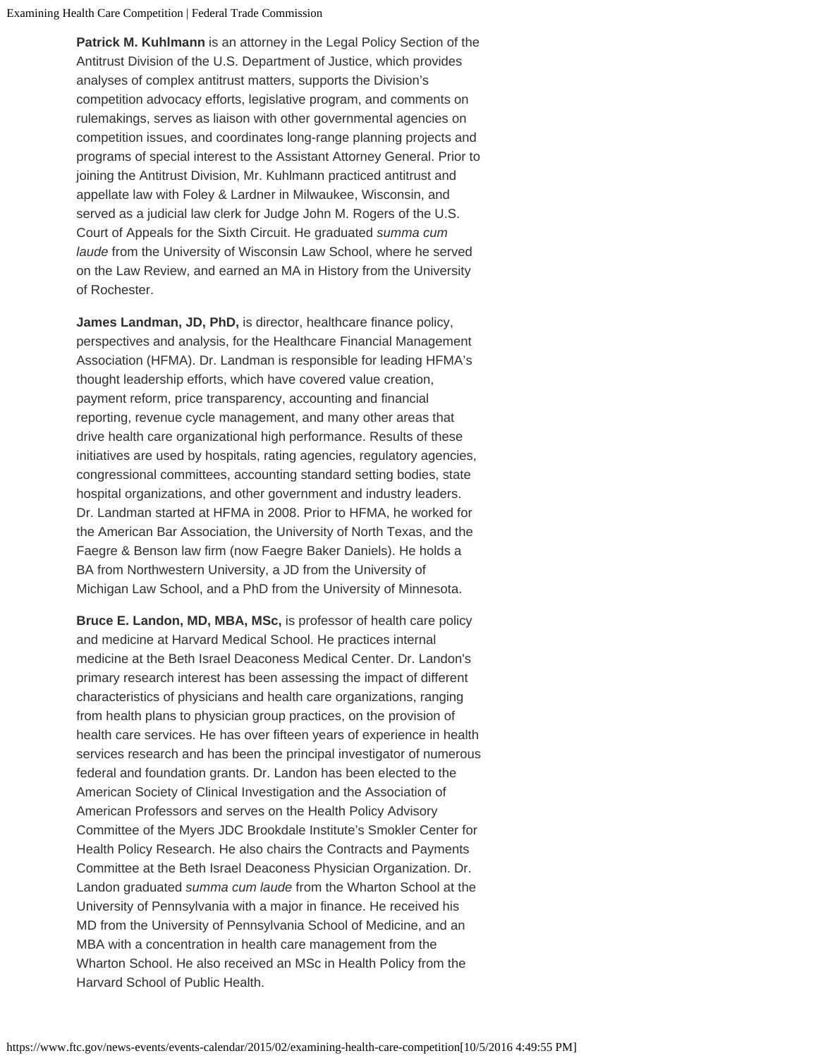**Patrick M. Kuhlmann** is an attorney in the Legal Policy Section of the Antitrust Division of the U.S. Department of Justice, which provides analyses of complex antitrust matters, supports the Division's competition advocacy efforts, legislative program, and comments on rulemakings, serves as liaison with other governmental agencies on competition issues, and coordinates long-range planning projects and programs of special interest to the Assistant Attorney General. Prior to joining the Antitrust Division, Mr. Kuhlmann practiced antitrust and appellate law with Foley & Lardner in Milwaukee, Wisconsin, and served as a judicial law clerk for Judge John M. Rogers of the U.S. Court of Appeals for the Sixth Circuit. He graduated *summa cum laude* from the University of Wisconsin Law School, where he served on the Law Review, and earned an MA in History from the University of Rochester.

**James Landman, JD, PhD,** is director, healthcare finance policy, perspectives and analysis, for the Healthcare Financial Management Association (HFMA). Dr. Landman is responsible for leading HFMA's thought leadership efforts, which have covered value creation, payment reform, price transparency, accounting and financial reporting, revenue cycle management, and many other areas that drive health care organizational high performance. Results of these initiatives are used by hospitals, rating agencies, regulatory agencies, congressional committees, accounting standard setting bodies, state hospital organizations, and other government and industry leaders. Dr. Landman started at HFMA in 2008. Prior to HFMA, he worked for the American Bar Association, the University of North Texas, and the Faegre & Benson law firm (now Faegre Baker Daniels). He holds a BA from Northwestern University, a JD from the University of Michigan Law School, and a PhD from the University of Minnesota.

**Bruce E. Landon, MD, MBA, MSc,** is professor of health care policy and medicine at Harvard Medical School. He practices internal medicine at the Beth Israel Deaconess Medical Center. Dr. Landon's primary research interest has been assessing the impact of different characteristics of physicians and health care organizations, ranging from health plans to physician group practices, on the provision of health care services. He has over fifteen years of experience in health services research and has been the principal investigator of numerous federal and foundation grants. Dr. Landon has been elected to the American Society of Clinical Investigation and the Association of American Professors and serves on the Health Policy Advisory Committee of the Myers JDC Brookdale Institute's Smokler Center for Health Policy Research. He also chairs the Contracts and Payments Committee at the Beth Israel Deaconess Physician Organization. Dr. Landon graduated *summa cum laude* from the Wharton School at the University of Pennsylvania with a major in finance. He received his MD from the University of Pennsylvania School of Medicine, and an MBA with a concentration in health care management from the Wharton School. He also received an MSc in Health Policy from the Harvard School of Public Health.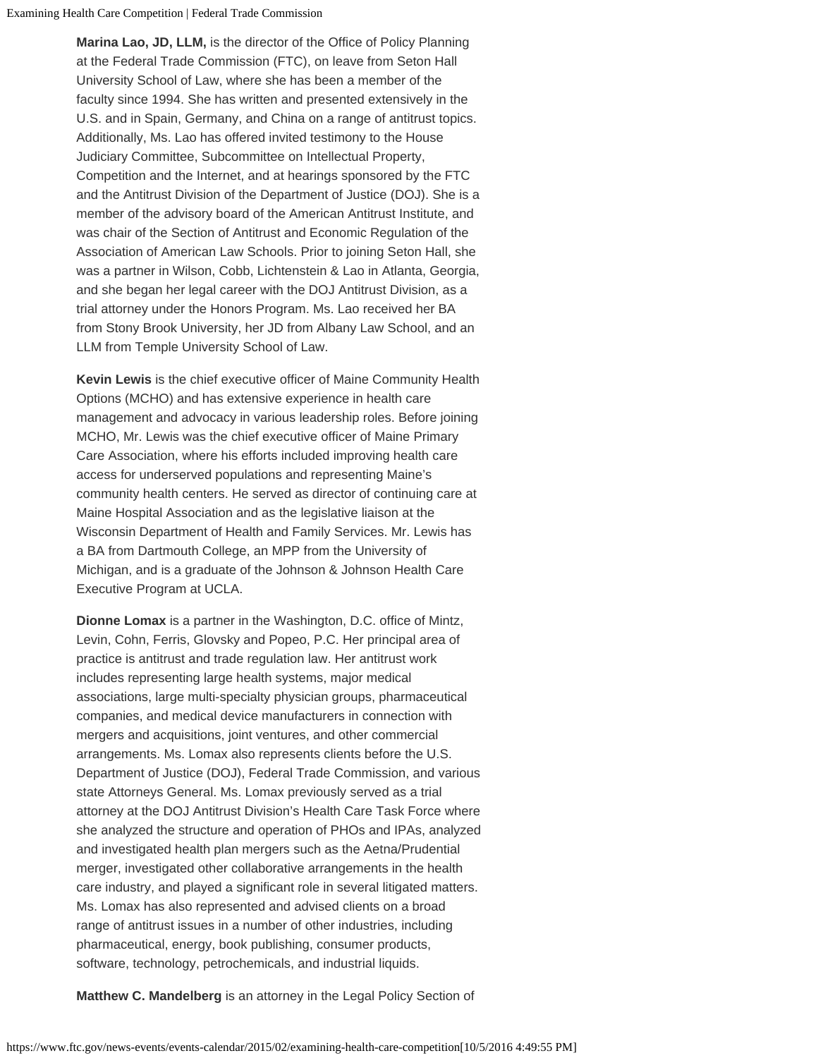**Marina Lao, JD, LLM,** is the director of the Office of Policy Planning at the Federal Trade Commission (FTC), on leave from Seton Hall University School of Law, where she has been a member of the faculty since 1994. She has written and presented extensively in the U.S. and in Spain, Germany, and China on a range of antitrust topics. Additionally, Ms. Lao has offered invited testimony to the House Judiciary Committee, Subcommittee on Intellectual Property, Competition and the Internet, and at hearings sponsored by the FTC and the Antitrust Division of the Department of Justice (DOJ). She is a member of the advisory board of the American Antitrust Institute, and was chair of the Section of Antitrust and Economic Regulation of the Association of American Law Schools. Prior to joining Seton Hall, she was a partner in Wilson, Cobb, Lichtenstein & Lao in Atlanta, Georgia, and she began her legal career with the DOJ Antitrust Division, as a trial attorney under the Honors Program. Ms. Lao received her BA from Stony Brook University, her JD from Albany Law School, and an LLM from Temple University School of Law.

**Kevin Lewis** is the chief executive officer of Maine Community Health Options (MCHO) and has extensive experience in health care management and advocacy in various leadership roles. Before joining MCHO, Mr. Lewis was the chief executive officer of Maine Primary Care Association, where his efforts included improving health care access for underserved populations and representing Maine's community health centers. He served as director of continuing care at Maine Hospital Association and as the legislative liaison at the Wisconsin Department of Health and Family Services. Mr. Lewis has a BA from Dartmouth College, an MPP from the University of Michigan, and is a graduate of the Johnson & Johnson Health Care Executive Program at UCLA.

**Dionne Lomax** is a partner in the Washington, D.C. office of Mintz, Levin, Cohn, Ferris, Glovsky and Popeo, P.C. Her principal area of practice is antitrust and trade regulation law. Her antitrust work includes representing large health systems, major medical associations, large multi-specialty physician groups, pharmaceutical companies, and medical device manufacturers in connection with mergers and acquisitions, joint ventures, and other commercial arrangements. Ms. Lomax also represents clients before the U.S. Department of Justice (DOJ), Federal Trade Commission, and various state Attorneys General. Ms. Lomax previously served as a trial attorney at the DOJ Antitrust Division's Health Care Task Force where she analyzed the structure and operation of PHOs and IPAs, analyzed and investigated health plan mergers such as the Aetna/Prudential merger, investigated other collaborative arrangements in the health care industry, and played a significant role in several litigated matters. Ms. Lomax has also represented and advised clients on a broad range of antitrust issues in a number of other industries, including pharmaceutical, energy, book publishing, consumer products, software, technology, petrochemicals, and industrial liquids.

**Matthew C. Mandelberg** is an attorney in the Legal Policy Section of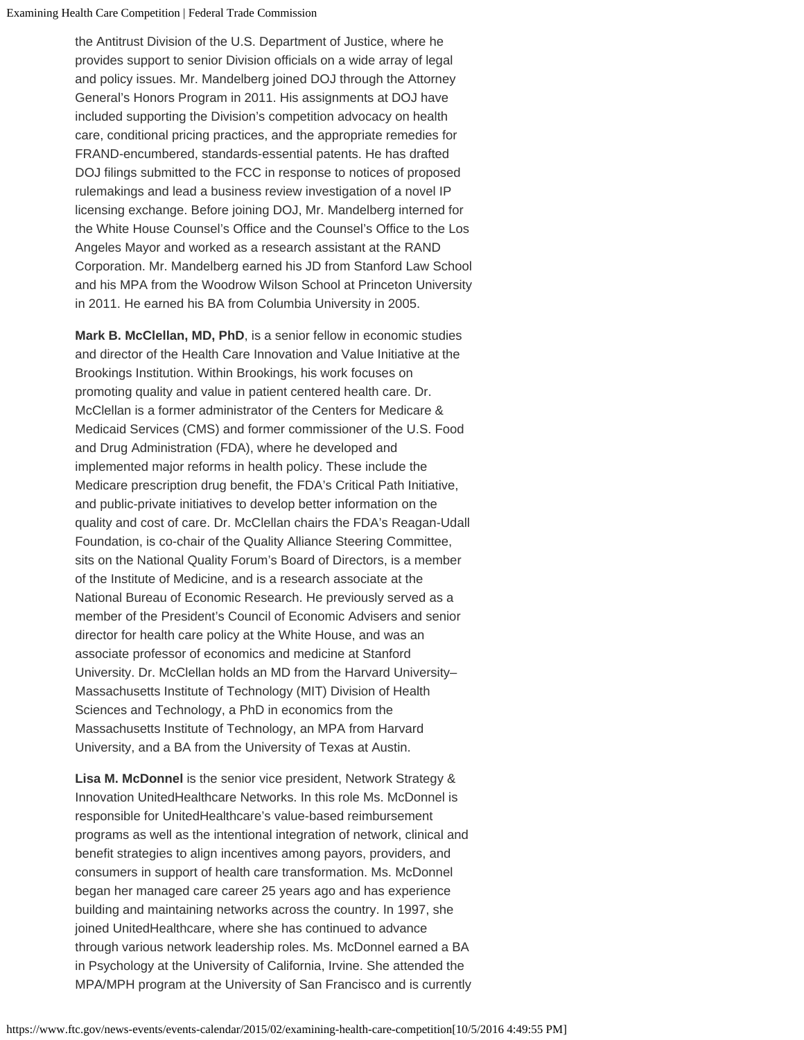the Antitrust Division of the U.S. Department of Justice, where he provides support to senior Division officials on a wide array of legal and policy issues. Mr. Mandelberg joined DOJ through the Attorney General's Honors Program in 2011. His assignments at DOJ have included supporting the Division's competition advocacy on health care, conditional pricing practices, and the appropriate remedies for FRAND-encumbered, standards-essential patents. He has drafted DOJ filings submitted to the FCC in response to notices of proposed rulemakings and lead a business review investigation of a novel IP licensing exchange. Before joining DOJ, Mr. Mandelberg interned for the White House Counsel's Office and the Counsel's Office to the Los Angeles Mayor and worked as a research assistant at the RAND Corporation. Mr. Mandelberg earned his JD from Stanford Law School and his MPA from the Woodrow Wilson School at Princeton University in 2011. He earned his BA from Columbia University in 2005.

**Mark B. McClellan, MD, PhD**, is a senior fellow in economic studies and director of the Health Care Innovation and Value Initiative at the Brookings Institution. Within Brookings, his work focuses on promoting quality and value in patient centered health care. Dr. McClellan is a former administrator of the Centers for Medicare & Medicaid Services (CMS) and former commissioner of the U.S. Food and Drug Administration (FDA), where he developed and implemented major reforms in health policy. These include the Medicare prescription drug benefit, the FDA's Critical Path Initiative, and public-private initiatives to develop better information on the quality and cost of care. Dr. McClellan chairs the FDA's Reagan-Udall Foundation, is co-chair of the Quality Alliance Steering Committee, sits on the National Quality Forum's Board of Directors, is a member of the Institute of Medicine, and is a research associate at the National Bureau of Economic Research. He previously served as a member of the President's Council of Economic Advisers and senior director for health care policy at the White House, and was an associate professor of economics and medicine at Stanford University. Dr. McClellan holds an MD from the Harvard University–Massachusetts Institute of Technology (MIT) Division of Health Sciences and Technology, a PhD in economics from the Massachusetts Institute of Technology, an MPA from Harvard University, and a BA from the University of Texas at Austin.

**Lisa M. McDonnel** is the senior vice president, Network Strategy & Innovation UnitedHealthcare Networks. In this role Ms. McDonnel is responsible for UnitedHealthcare's value-based reimbursement programs as well as the intentional integration of network, clinical and benefit strategies to align incentives among payors, providers, and consumers in support of health care transformation. Ms. McDonnel began her managed care career 25 years ago and has experience building and maintaining networks across the country. In 1997, she joined UnitedHealthcare, where she has continued to advance through various network leadership roles. Ms. McDonnel earned a BA in Psychology at the University of California, Irvine. She attended the MPA/MPH program at the University of San Francisco and is currently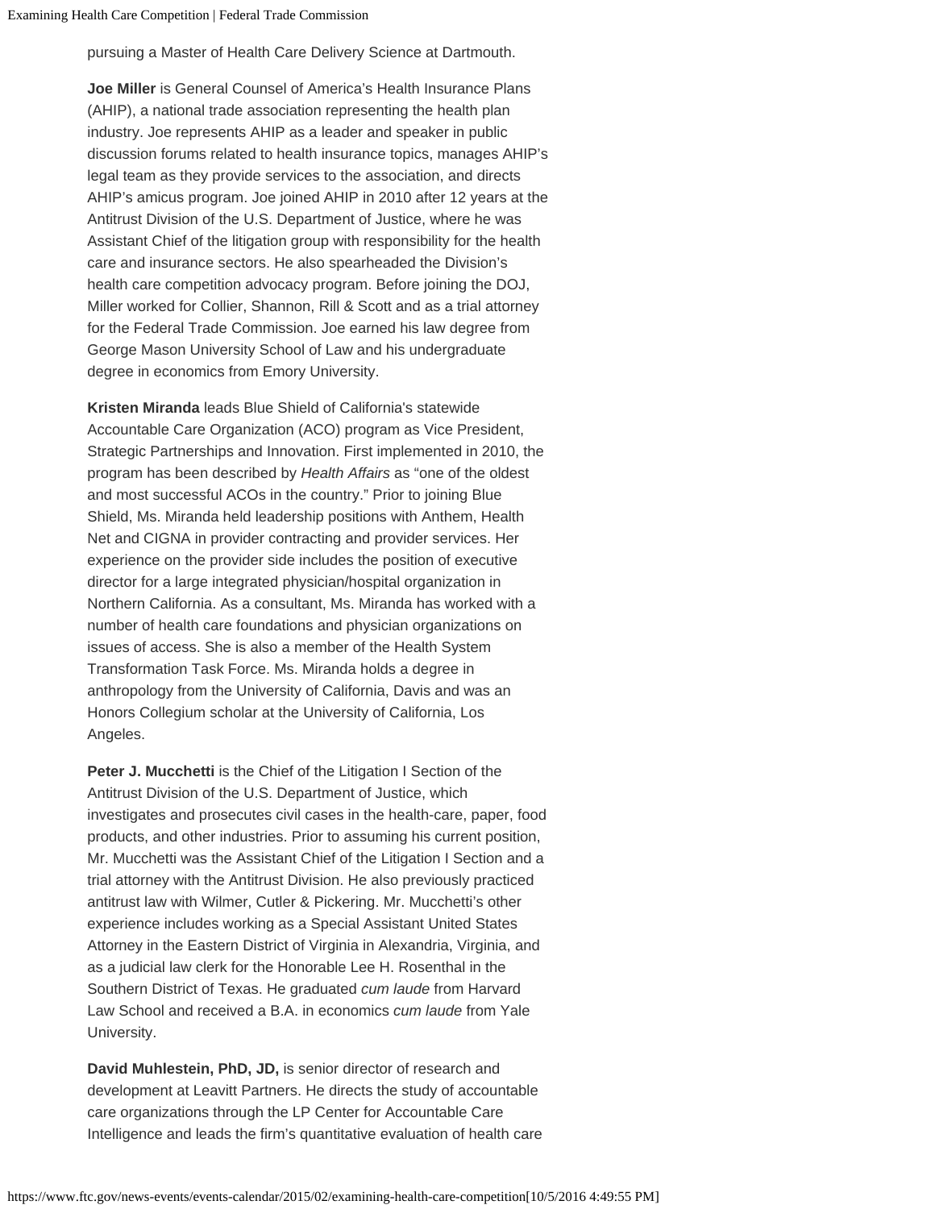pursuing a Master of Health Care Delivery Science at Dartmouth.

**Joe Miller** is General Counsel of America's Health Insurance Plans (AHIP), a national trade association representing the health plan industry. Joe represents AHIP as a leader and speaker in public discussion forums related to health insurance topics, manages AHIP's legal team as they provide services to the association, and directs AHIP's amicus program. Joe joined AHIP in 2010 after 12 years at the Antitrust Division of the U.S. Department of Justice, where he was Assistant Chief of the litigation group with responsibility for the health care and insurance sectors. He also spearheaded the Division's health care competition advocacy program. Before joining the DOJ, Miller worked for Collier, Shannon, Rill & Scott and as a trial attorney for the Federal Trade Commission. Joe earned his law degree from George Mason University School of Law and his undergraduate degree in economics from Emory University.

**Kristen Miranda** leads Blue Shield of California's statewide Accountable Care Organization (ACO) program as Vice President, Strategic Partnerships and Innovation. First implemented in 2010, the program has been described by *Health Affairs* as "one of the oldest and most successful ACOs in the country." Prior to joining Blue Shield, Ms. Miranda held leadership positions with Anthem, Health Net and CIGNA in provider contracting and provider services. Her experience on the provider side includes the position of executive director for a large integrated physician/hospital organization in Northern California. As a consultant, Ms. Miranda has worked with a number of health care foundations and physician organizations on issues of access. She is also a member of the Health System Transformation Task Force. Ms. Miranda holds a degree in anthropology from the University of California, Davis and was an Honors Collegium scholar at the University of California, Los Angeles.

**Peter J. Mucchetti** is the Chief of the Litigation I Section of the Antitrust Division of the U.S. Department of Justice, which investigates and prosecutes civil cases in the health-care, paper, food products, and other industries. Prior to assuming his current position, Mr. Mucchetti was the Assistant Chief of the Litigation I Section and a trial attorney with the Antitrust Division. He also previously practiced antitrust law with Wilmer, Cutler & Pickering. Mr. Mucchetti's other experience includes working as a Special Assistant United States Attorney in the Eastern District of Virginia in Alexandria, Virginia, and as a judicial law clerk for the Honorable Lee H. Rosenthal in the Southern District of Texas. He graduated *cum laude* from Harvard Law School and received a B.A. in economics *cum laude* from Yale University.

**David Muhlestein, PhD, JD,** is senior director of research and development at Leavitt Partners. He directs the study of accountable care organizations through the LP Center for Accountable Care Intelligence and leads the firm's quantitative evaluation of health care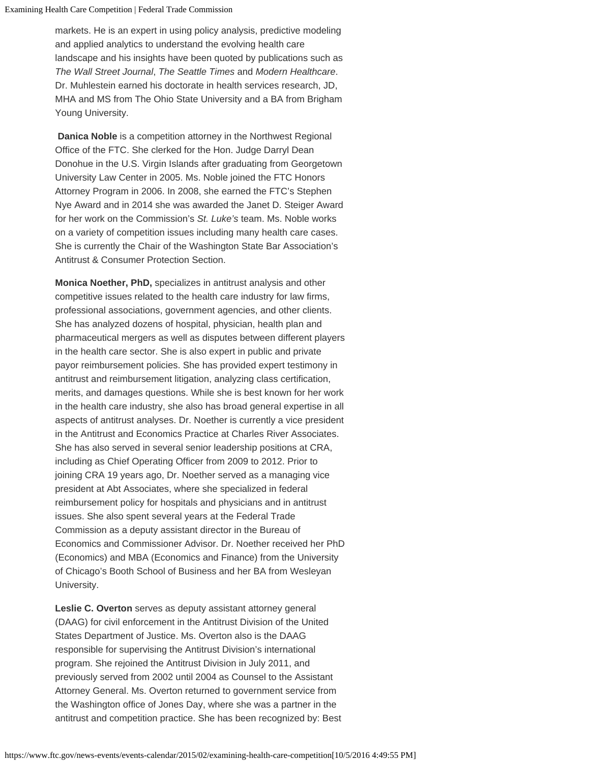markets. He is an expert in using policy analysis, predictive modeling and applied analytics to understand the evolving health care landscape and his insights have been quoted by publications such as *The Wall Street Journal*, *The Seattle Times* and *Modern Healthcare*. Dr. Muhlestein earned his doctorate in health services research, JD, MHA and MS from The Ohio State University and a BA from Brigham Young University.

**Danica Noble** is a competition attorney in the Northwest Regional Office of the FTC. She clerked for the Hon. Judge Darryl Dean Donohue in the U.S. Virgin Islands after graduating from Georgetown University Law Center in 2005. Ms. Noble joined the FTC Honors Attorney Program in 2006. In 2008, she earned the FTC's Stephen Nye Award and in 2014 she was awarded the Janet D. Steiger Award for her work on the Commission's *St. Luke's* team. Ms. Noble works on a variety of competition issues including many health care cases. She is currently the Chair of the Washington State Bar Association's Antitrust & Consumer Protection Section.

**Monica Noether, PhD,** specializes in antitrust analysis and other competitive issues related to the health care industry for law firms, professional associations, government agencies, and other clients. She has analyzed dozens of hospital, physician, health plan and pharmaceutical mergers as well as disputes between different players in the health care sector. She is also expert in public and private payor reimbursement policies. She has provided expert testimony in antitrust and reimbursement litigation, analyzing class certification, merits, and damages questions. While she is best known for her work in the health care industry, she also has broad general expertise in all aspects of antitrust analyses. Dr. Noether is currently a vice president in the Antitrust and Economics Practice at Charles River Associates. She has also served in several senior leadership positions at CRA, including as Chief Operating Officer from 2009 to 2012. Prior to joining CRA 19 years ago, Dr. Noether served as a managing vice president at Abt Associates, where she specialized in federal reimbursement policy for hospitals and physicians and in antitrust issues. She also spent several years at the Federal Trade Commission as a deputy assistant director in the Bureau of Economics and Commissioner Advisor. Dr. Noether received her PhD (Economics) and MBA (Economics and Finance) from the University of Chicago's Booth School of Business and her BA from Wesleyan University.

**Leslie C. Overton** serves as deputy assistant attorney general (DAAG) for civil enforcement in the Antitrust Division of the United States Department of Justice. Ms. Overton also is the DAAG responsible for supervising the Antitrust Division's international program. She rejoined the Antitrust Division in July 2011, and previously served from 2002 until 2004 as Counsel to the Assistant Attorney General. Ms. Overton returned to government service from the Washington office of Jones Day, where she was a partner in the antitrust and competition practice. She has been recognized by: Best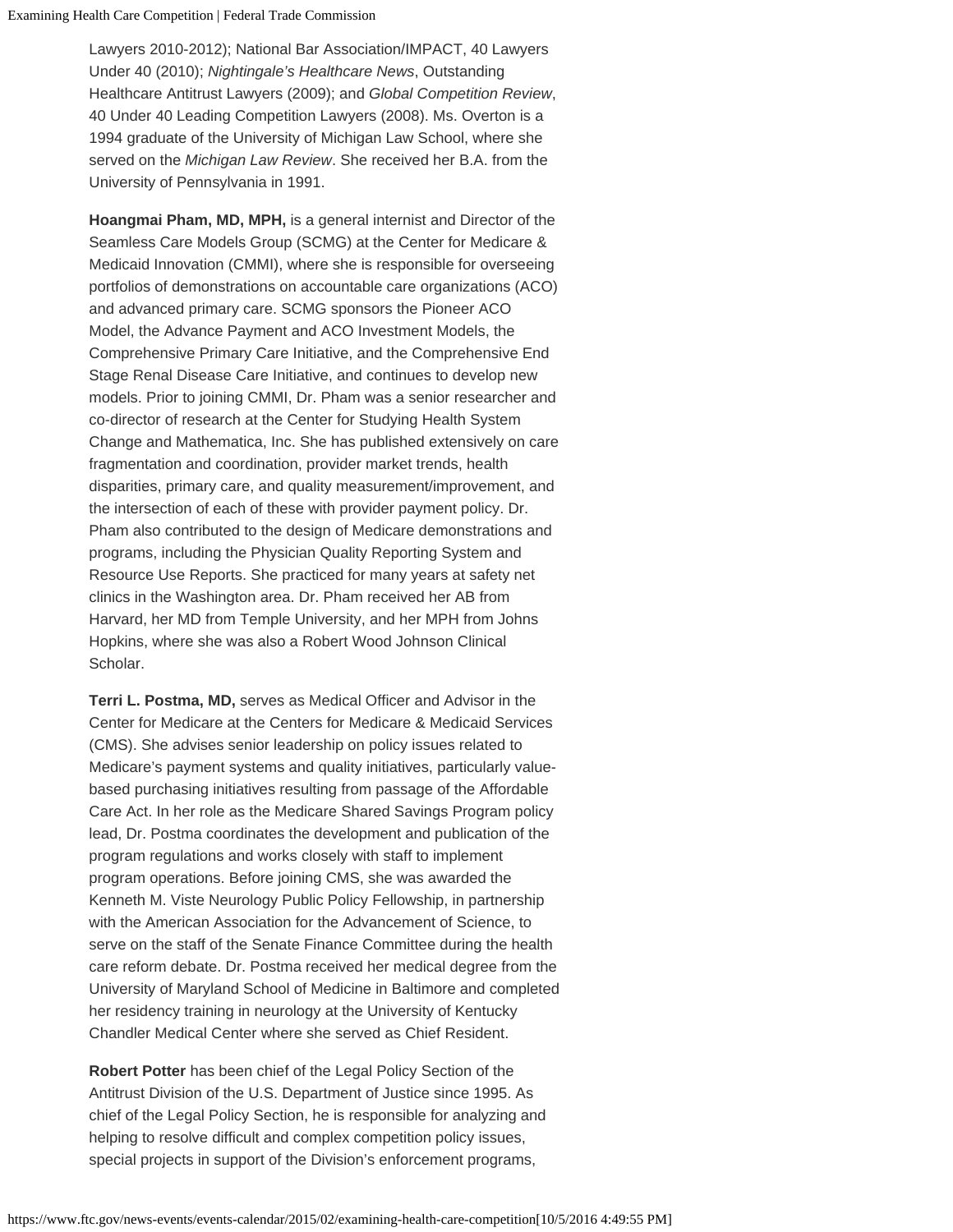Lawyers 2010-2012); National Bar Association/IMPACT, 40 Lawyers Under 40 (2010); *Nightingale's Healthcare News*, Outstanding Healthcare Antitrust Lawyers (2009); and *Global Competition Review*, 40 Under 40 Leading Competition Lawyers (2008). Ms. Overton is a 1994 graduate of the University of Michigan Law School, where she served on the *Michigan Law Review*. She received her B.A. from the University of Pennsylvania in 1991.

**Hoangmai Pham, MD, MPH,** is a general internist and Director of the Seamless Care Models Group (SCMG) at the Center for Medicare & Medicaid Innovation (CMMI), where she is responsible for overseeing portfolios of demonstrations on accountable care organizations (ACO) and advanced primary care. SCMG sponsors the Pioneer ACO Model, the Advance Payment and ACO Investment Models, the Comprehensive Primary Care Initiative, and the Comprehensive End Stage Renal Disease Care Initiative, and continues to develop new models. Prior to joining CMMI, Dr. Pham was a senior researcher and co-director of research at the Center for Studying Health System Change and Mathematica, Inc. She has published extensively on care fragmentation and coordination, provider market trends, health disparities, primary care, and quality measurement/improvement, and the intersection of each of these with provider payment policy. Dr. Pham also contributed to the design of Medicare demonstrations and programs, including the Physician Quality Reporting System and Resource Use Reports. She practiced for many years at safety net clinics in the Washington area. Dr. Pham received her AB from Harvard, her MD from Temple University, and her MPH from Johns Hopkins, where she was also a Robert Wood Johnson Clinical Scholar.

**Terri L. Postma, MD,** serves as Medical Officer and Advisor in the Center for Medicare at the Centers for Medicare & Medicaid Services (CMS). She advises senior leadership on policy issues related to Medicare's payment systems and quality initiatives, particularly value-based purchasing initiatives resulting from passage of the Affordable Care Act. In her role as the Medicare Shared Savings Program policy lead, Dr. Postma coordinates the development and publication of the program regulations and works closely with staff to implement program operations. Before joining CMS, she was awarded the Kenneth M. Viste Neurology Public Policy Fellowship, in partnership with the American Association for the Advancement of Science, to serve on the staff of the Senate Finance Committee during the health care reform debate. Dr. Postma received her medical degree from the University of Maryland School of Medicine in Baltimore and completed her residency training in neurology at the University of Kentucky Chandler Medical Center where she served as Chief Resident.

**Robert Potter** has been chief of the Legal Policy Section of the Antitrust Division of the U.S. Department of Justice since 1995. As chief of the Legal Policy Section, he is responsible for analyzing and helping to resolve difficult and complex competition policy issues, special projects in support of the Division's enforcement programs,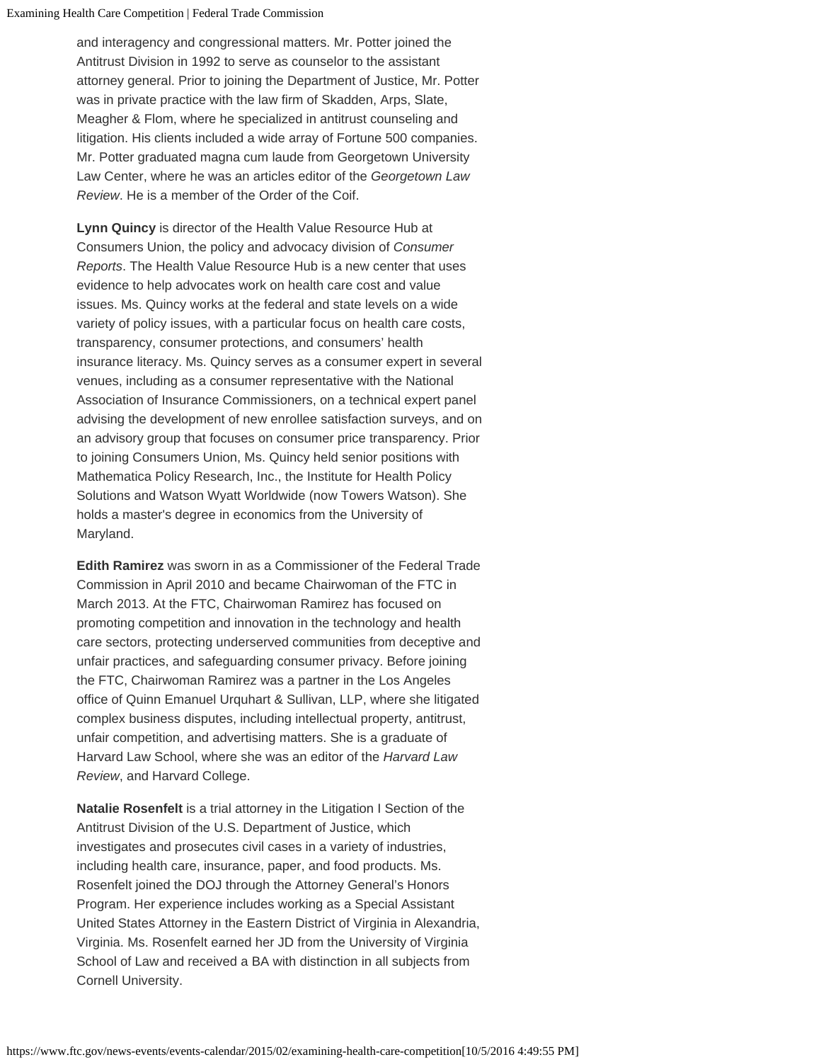and interagency and congressional matters. Mr. Potter joined the Antitrust Division in 1992 to serve as counselor to the assistant attorney general. Prior to joining the Department of Justice, Mr. Potter was in private practice with the law firm of Skadden, Arps, Slate, Meagher & Flom, where he specialized in antitrust counseling and litigation. His clients included a wide array of Fortune 500 companies. Mr. Potter graduated magna cum laude from Georgetown University Law Center, where he was an articles editor of the *Georgetown Law Review*. He is a member of the Order of the Coif.

**Lynn Quincy** is director of the Health Value Resource Hub at Consumers Union, the policy and advocacy division of *Consumer Reports*. The Health Value Resource Hub is a new center that uses evidence to help advocates work on health care cost and value issues. Ms. Quincy works at the federal and state levels on a wide variety of policy issues, with a particular focus on health care costs, transparency, consumer protections, and consumers' health insurance literacy. Ms. Quincy serves as a consumer expert in several venues, including as a consumer representative with the National Association of Insurance Commissioners, on a technical expert panel advising the development of new enrollee satisfaction surveys, and on an advisory group that focuses on consumer price transparency. Prior to joining Consumers Union, Ms. Quincy held senior positions with Mathematica Policy Research, Inc., the Institute for Health Policy Solutions and Watson Wyatt Worldwide (now Towers Watson). She holds a master's degree in economics from the University of Maryland.

**Edith Ramirez** was sworn in as a Commissioner of the Federal Trade Commission in April 2010 and became Chairwoman of the FTC in March 2013. At the FTC, Chairwoman Ramirez has focused on promoting competition and innovation in the technology and health care sectors, protecting underserved communities from deceptive and unfair practices, and safeguarding consumer privacy. Before joining the FTC, Chairwoman Ramirez was a partner in the Los Angeles office of Quinn Emanuel Urquhart & Sullivan, LLP, where she litigated complex business disputes, including intellectual property, antitrust, unfair competition, and advertising matters. She is a graduate of Harvard Law School, where she was an editor of the *Harvard Law Review*, and Harvard College.

**Natalie Rosenfelt** is a trial attorney in the Litigation I Section of the Antitrust Division of the U.S. Department of Justice, which investigates and prosecutes civil cases in a variety of industries, including health care, insurance, paper, and food products. Ms. Rosenfelt joined the DOJ through the Attorney General's Honors Program. Her experience includes working as a Special Assistant United States Attorney in the Eastern District of Virginia in Alexandria, Virginia. Ms. Rosenfelt earned her JD from the University of Virginia School of Law and received a BA with distinction in all subjects from Cornell University.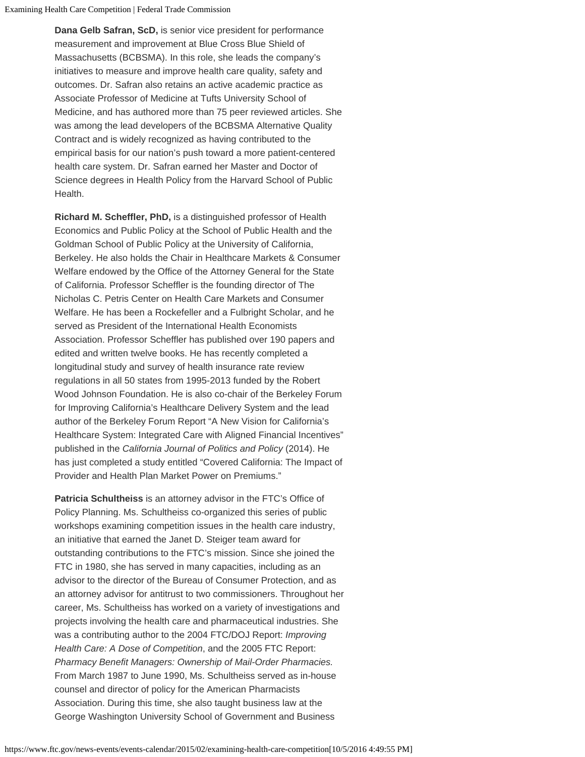**Dana Gelb Safran, ScD,** is senior vice president for performance measurement and improvement at Blue Cross Blue Shield of Massachusetts (BCBSMA). In this role, she leads the company's initiatives to measure and improve health care quality, safety and outcomes. Dr. Safran also retains an active academic practice as Associate Professor of Medicine at Tufts University School of Medicine, and has authored more than 75 peer reviewed articles. She was among the lead developers of the BCBSMA Alternative Quality Contract and is widely recognized as having contributed to the empirical basis for our nation's push toward a more patient-centered health care system. Dr. Safran earned her Master and Doctor of Science degrees in Health Policy from the Harvard School of Public Health.

**Richard M. Scheffler, PhD,** is a distinguished professor of Health Economics and Public Policy at the School of Public Health and the Goldman School of Public Policy at the University of California, Berkeley. He also holds the Chair in Healthcare Markets & Consumer Welfare endowed by the Office of the Attorney General for the State of California. Professor Scheffler is the founding director of The Nicholas C. Petris Center on Health Care Markets and Consumer Welfare. He has been a Rockefeller and a Fulbright Scholar, and he served as President of the International Health Economists Association. Professor Scheffler has published over 190 papers and edited and written twelve books. He has recently completed a longitudinal study and survey of health insurance rate review regulations in all 50 states from 1995-2013 funded by the Robert Wood Johnson Foundation. He is also co-chair of the Berkeley Forum for Improving California's Healthcare Delivery System and the lead author of the Berkeley Forum Report "A New Vision for California's Healthcare System: Integrated Care with Aligned Financial Incentives" published in the *California Journal of Politics and Policy* (2014). He has just completed a study entitled "Covered California: The Impact of Provider and Health Plan Market Power on Premiums."

**Patricia Schultheiss** is an attorney advisor in the FTC's Office of Policy Planning. Ms. Schultheiss co-organized this series of public workshops examining competition issues in the health care industry, an initiative that earned the Janet D. Steiger team award for outstanding contributions to the FTC's mission. Since she joined the FTC in 1980, she has served in many capacities, including as an advisor to the director of the Bureau of Consumer Protection, and as an attorney advisor for antitrust to two commissioners. Throughout her career, Ms. Schultheiss has worked on a variety of investigations and projects involving the health care and pharmaceutical industries. She was a contributing author to the 2004 FTC/DOJ Report: *Improving Health Care: A Dose of Competition*, and the 2005 FTC Report: *Pharmacy Benefit Managers: Ownership of Mail-Order Pharmacies.* From March 1987 to June 1990, Ms. Schultheiss served as in-house counsel and director of policy for the American Pharmacists Association. During this time, she also taught business law at the George Washington University School of Government and Business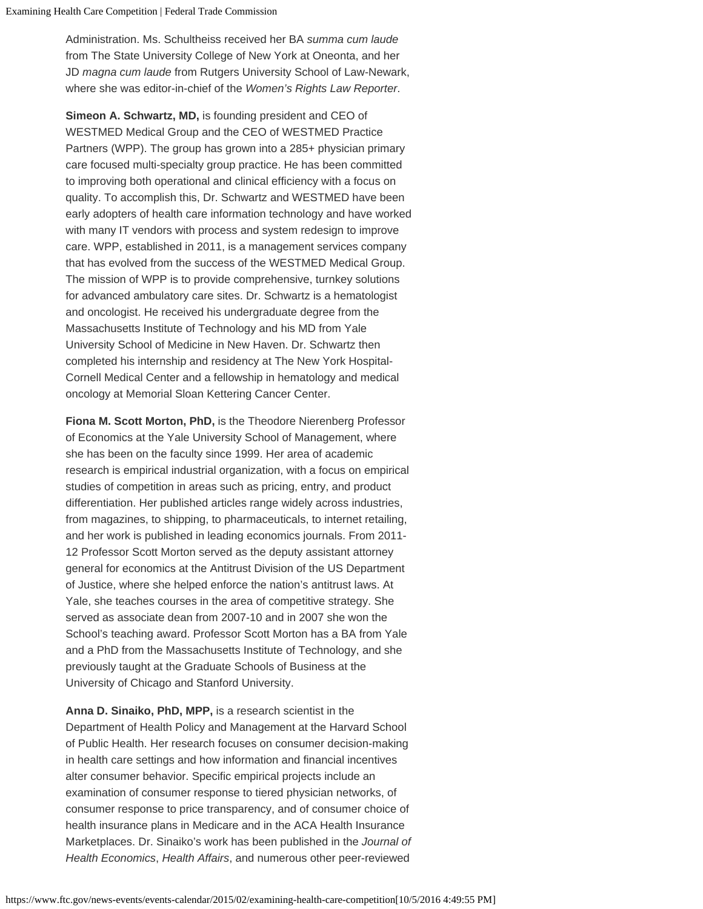Administration. Ms. Schultheiss received her BA *summa cum laude* from The State University College of New York at Oneonta, and her JD *magna cum laude* from Rutgers University School of Law-Newark, where she was editor-in-chief of the *Women's Rights Law Reporter*.

**Simeon A. Schwartz, MD,** is founding president and CEO of WESTMED Medical Group and the CEO of WESTMED Practice Partners (WPP). The group has grown into a 285+ physician primary care focused multi-specialty group practice. He has been committed to improving both operational and clinical efficiency with a focus on quality. To accomplish this, Dr. Schwartz and WESTMED have been early adopters of health care information technology and have worked with many IT vendors with process and system redesign to improve care. WPP, established in 2011, is a management services company that has evolved from the success of the WESTMED Medical Group. The mission of WPP is to provide comprehensive, turnkey solutions for advanced ambulatory care sites. Dr. Schwartz is a hematologist and oncologist. He received his undergraduate degree from the Massachusetts Institute of Technology and his MD from Yale University School of Medicine in New Haven. Dr. Schwartz then completed his internship and residency at The New York Hospital-Cornell Medical Center and a fellowship in hematology and medical oncology at Memorial Sloan Kettering Cancer Center.

**Fiona M. Scott Morton, PhD,** is the Theodore Nierenberg Professor of Economics at the Yale University School of Management, where she has been on the faculty since 1999. Her area of academic research is empirical industrial organization, with a focus on empirical studies of competition in areas such as pricing, entry, and product differentiation. Her published articles range widely across industries, from magazines, to shipping, to pharmaceuticals, to internet retailing, and her work is published in leading economics journals. From 2011-12 Professor Scott Morton served as the deputy assistant attorney general for economics at the Antitrust Division of the US Department of Justice, where she helped enforce the nation's antitrust laws. At Yale, she teaches courses in the area of competitive strategy. She served as associate dean from 2007-10 and in 2007 she won the School's teaching award. Professor Scott Morton has a BA from Yale and a PhD from the Massachusetts Institute of Technology, and she previously taught at the Graduate Schools of Business at the University of Chicago and Stanford University.

**Anna D. Sinaiko, PhD, MPP,** is a research scientist in the Department of Health Policy and Management at the Harvard School of Public Health. Her research focuses on consumer decision-making in health care settings and how information and financial incentives alter consumer behavior. Specific empirical projects include an examination of consumer response to tiered physician networks, of consumer response to price transparency, and of consumer choice of health insurance plans in Medicare and in the ACA Health Insurance Marketplaces. Dr. Sinaiko's work has been published in the *Journal of Health Economics*, *Health Affairs*, and numerous other peer-reviewed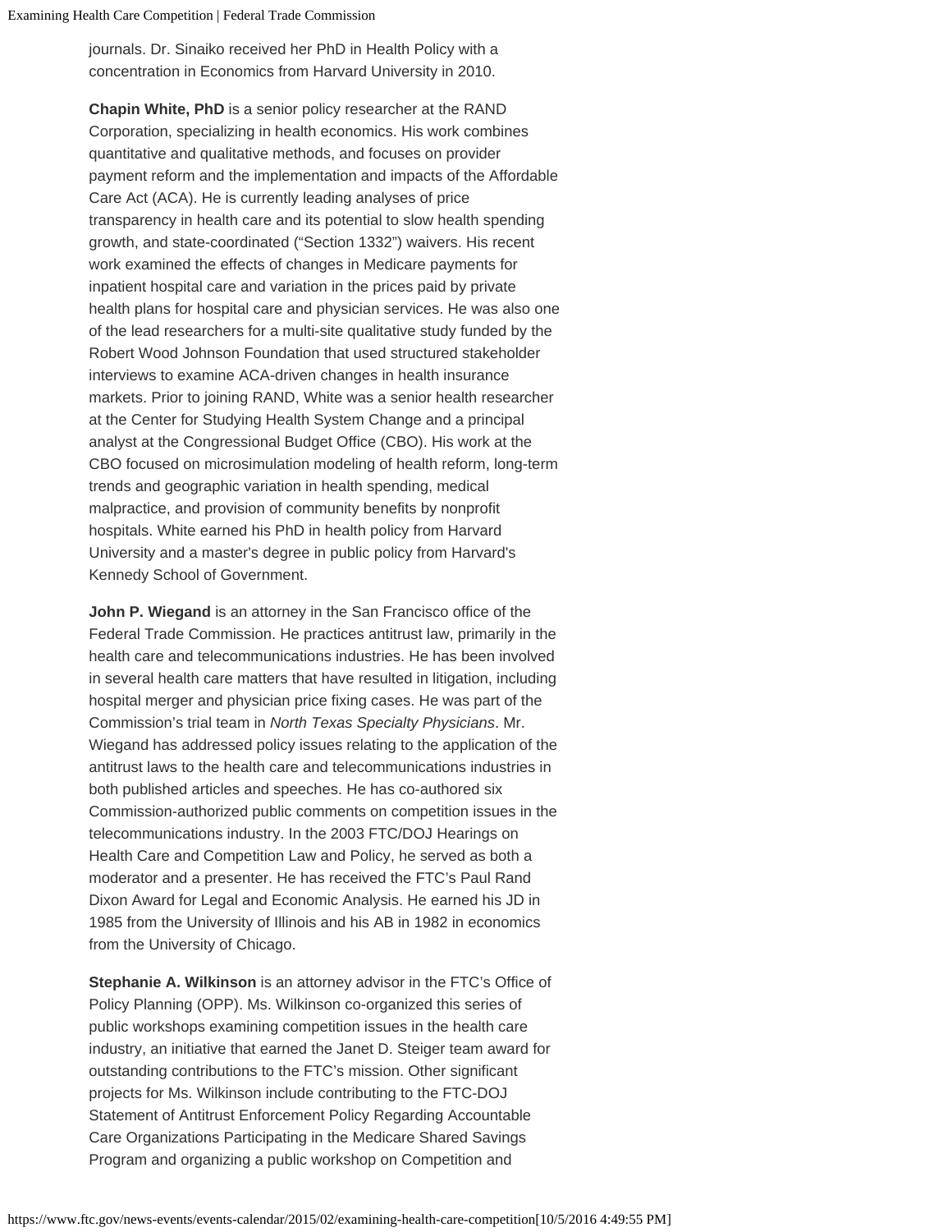journals. Dr. Sinaiko received her PhD in Health Policy with a concentration in Economics from Harvard University in 2010.

**Chapin White, PhD** is a senior policy researcher at the RAND Corporation, specializing in health economics. His work combines quantitative and qualitative methods, and focuses on provider payment reform and the implementation and impacts of the Affordable Care Act (ACA). He is currently leading analyses of price transparency in health care and its potential to slow health spending growth, and state-coordinated ("Section 1332") waivers. His recent work examined the effects of changes in Medicare payments for inpatient hospital care and variation in the prices paid by private health plans for hospital care and physician services. He was also one of the lead researchers for a multi-site qualitative study funded by the Robert Wood Johnson Foundation that used structured stakeholder interviews to examine ACA-driven changes in health insurance markets. Prior to joining RAND, White was a senior health researcher at the Center for Studying Health System Change and a principal analyst at the Congressional Budget Office (CBO). His work at the CBO focused on microsimulation modeling of health reform, long-term trends and geographic variation in health spending, medical malpractice, and provision of community benefits by nonprofit hospitals. White earned his PhD in health policy from Harvard University and a master's degree in public policy from Harvard's Kennedy School of Government.

**John P. Wiegand** is an attorney in the San Francisco office of the Federal Trade Commission. He practices antitrust law, primarily in the health care and telecommunications industries. He has been involved in several health care matters that have resulted in litigation, including hospital merger and physician price fixing cases. He was part of the Commission's trial team in *North Texas Specialty Physicians*. Mr. Wiegand has addressed policy issues relating to the application of the antitrust laws to the health care and telecommunications industries in both published articles and speeches. He has co-authored six Commission-authorized public comments on competition issues in the telecommunications industry. In the 2003 FTC/DOJ Hearings on Health Care and Competition Law and Policy, he served as both a moderator and a presenter. He has received the FTC's Paul Rand Dixon Award for Legal and Economic Analysis. He earned his JD in 1985 from the University of Illinois and his AB in 1982 in economics from the University of Chicago.

**Stephanie A. Wilkinson** is an attorney advisor in the FTC's Office of Policy Planning (OPP). Ms. Wilkinson co-organized this series of public workshops examining competition issues in the health care industry, an initiative that earned the Janet D. Steiger team award for outstanding contributions to the FTC's mission. Other significant projects for Ms. Wilkinson include contributing to the FTC-DOJ Statement of Antitrust Enforcement Policy Regarding Accountable Care Organizations Participating in the Medicare Shared Savings Program and organizing a public workshop on Competition and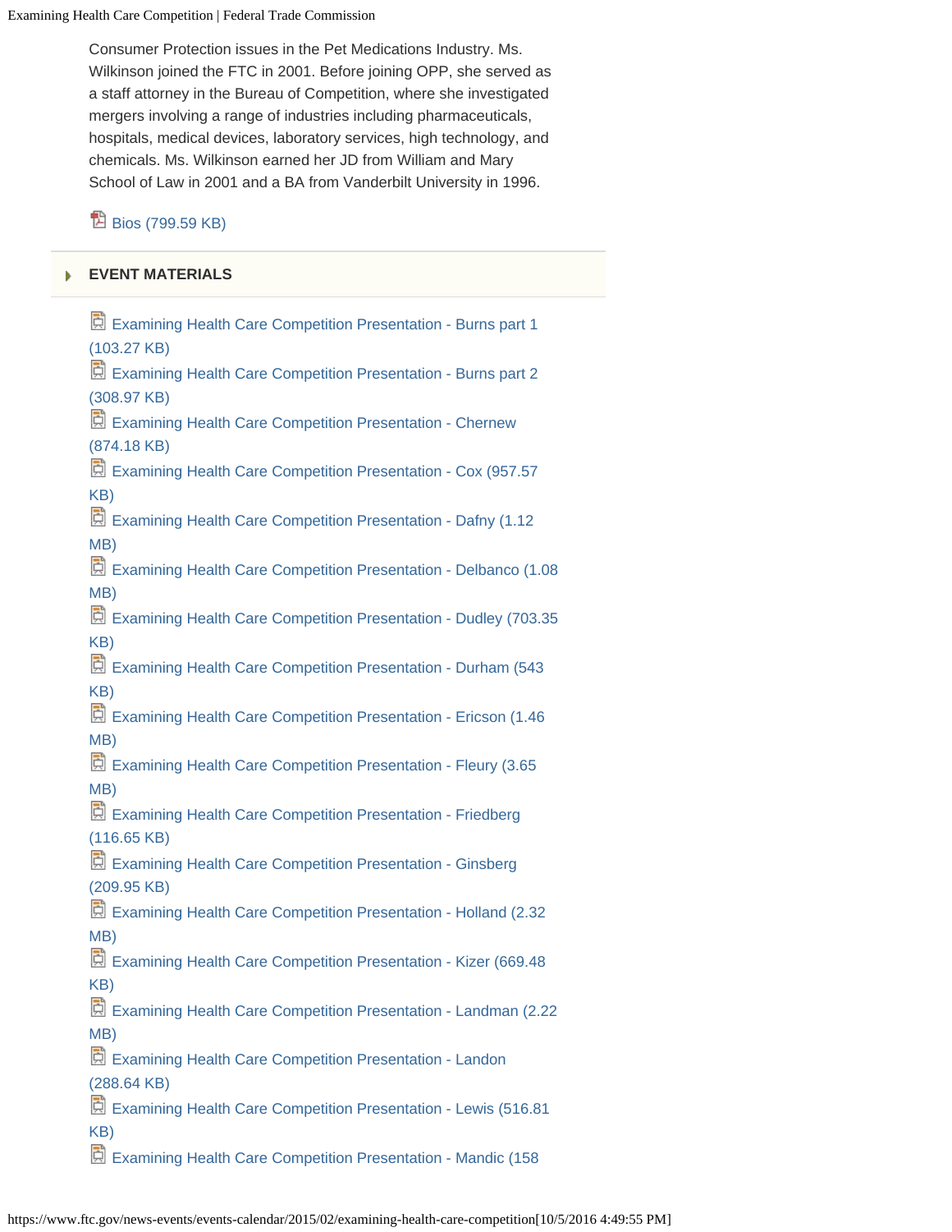Consumer Protection issues in the Pet Medications Industry. Ms. Wilkinson joined the FTC in 2001. Before joining OPP, she served as a staff attorney in the Bureau of Competition, where she investigated mergers involving a range of industries including pharmaceuticals, hospitals, medical devices, laboratory services, high technology, and chemicals. Ms. Wilkinson earned her JD from William and Mary School of Law in 2001 and a BA from Vanderbilt University in 1996.

Bios (799.59 KB)

## EVENT MATERIALS

- Examining Health Care Competition Presentation - Burns part 1 (103.27 KB)
- Examining Health Care Competition Presentation - Burns part 2 (308.97 KB)
- Examining Health Care Competition Presentation - Chernew (874.18 KB)
- Examining Health Care Competition Presentation - Cox (957.57 KB)
- Examining Health Care Competition Presentation - Dafny (1.12 MB)
- Examining Health Care Competition Presentation - Delbanco (1.08 MB)
- Examining Health Care Competition Presentation - Dudley (703.35 KB)
- Examining Health Care Competition Presentation - Durham (543 KB)
- Examining Health Care Competition Presentation - Ericson (1.46 MB)
- Examining Health Care Competition Presentation - Fleury (3.65 MB)
- Examining Health Care Competition Presentation - Friedberg (116.65 KB)
- Examining Health Care Competition Presentation - Ginsberg (209.95 KB)
- Examining Health Care Competition Presentation - Holland (2.32 MB)
- Examining Health Care Competition Presentation - Kizer (669.48 KB)
- Examining Health Care Competition Presentation - Landman (2.22 MB)
- Examining Health Care Competition Presentation - Landon (288.64 KB)
- Examining Health Care Competition Presentation - Lewis (516.81 KB)
- Examining Health Care Competition Presentation - Mandic (158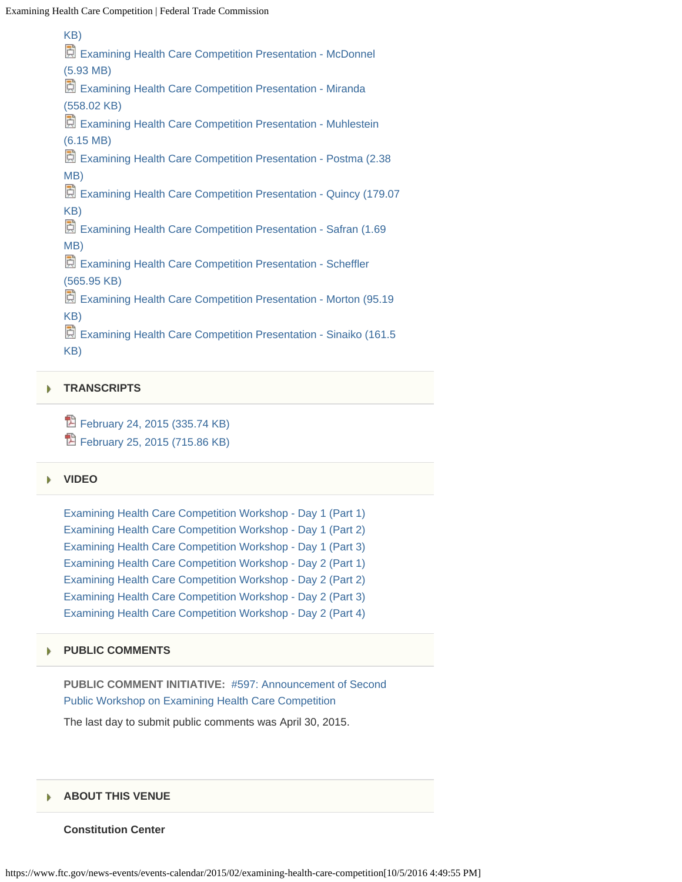KB)

- Examining Health Care Competition Presentation - McDonnel (5.93 MB)
- Examining Health Care Competition Presentation - Miranda (558.02 KB)
- Examining Health Care Competition Presentation - Muhlestein (6.15 MB)
- Examining Health Care Competition Presentation - Postma (2.38 MB)
- Examining Health Care Competition Presentation - Quincy (179.07 KB)
- Examining Health Care Competition Presentation - Safran (1.69 MB)
- Examining Health Care Competition Presentation - Scheffler (565.95 KB)
- Examining Health Care Competition Presentation - Morton (95.19 KB)
- Examining Health Care Competition Presentation - Sinaiko (161.5 KB)

## TRANSCRIPTS

- February 24, 2015 (335.74 KB)
- February 25, 2015 (715.86 KB)

## VIDEO

- Examining Health Care Competition Workshop - Day 1 (Part 1)
- Examining Health Care Competition Workshop - Day 1 (Part 2)
- Examining Health Care Competition Workshop - Day 1 (Part 3)
- Examining Health Care Competition Workshop - Day 2 (Part 1)
- Examining Health Care Competition Workshop - Day 2 (Part 2)
- Examining Health Care Competition Workshop - Day 2 (Part 3)
- Examining Health Care Competition Workshop - Day 2 (Part 4)

## PUBLIC COMMENTS

**PUBLIC COMMENT INITIATIVE:** #597: Announcement of Second Public Workshop on Examining Health Care Competition

The last day to submit public comments was April 30, 2015.

## ABOUT THIS VENUE

**Constitution Center**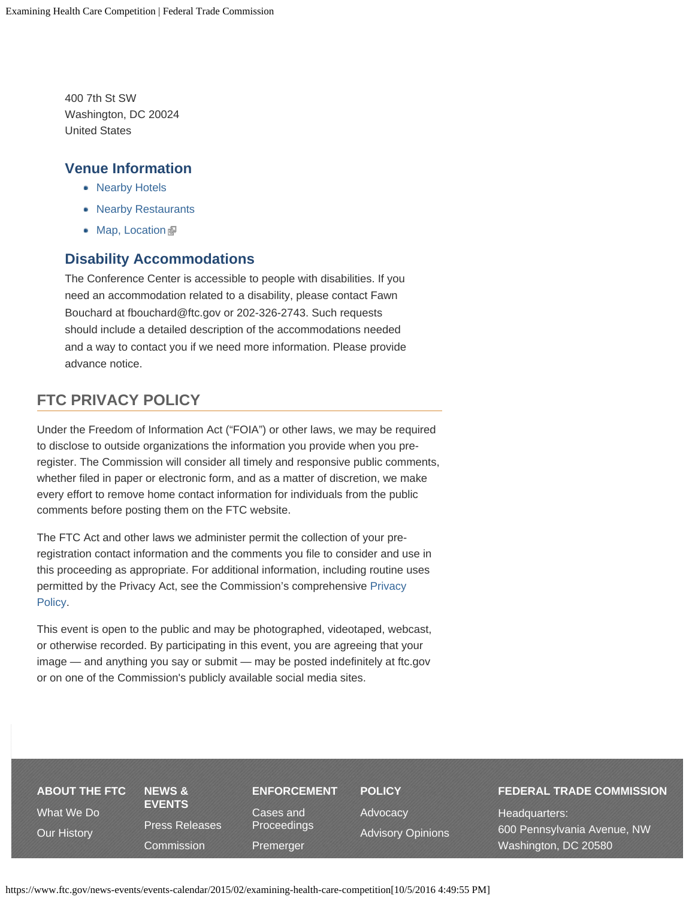400 7th St SW
Washington, DC 20024
United States

### Venue Information

- Nearby Hotels
- Nearby Restaurants
- Map, Location

### Disability Accommodations

The Conference Center is accessible to people with disabilities. If you need an accommodation related to a disability, please contact Fawn Bouchard at fbouchard@ftc.gov or 202-326-2743. Such requests should include a detailed description of the accommodations needed and a way to contact you if we need more information. Please provide advance notice.

## FTC PRIVACY POLICY

Under the Freedom of Information Act ("FOIA") or other laws, we may be required to disclose to outside organizations the information you provide when you pre-register. The Commission will consider all timely and responsive public comments, whether filed in paper or electronic form, and as a matter of discretion, we make every effort to remove home contact information for individuals from the public comments before posting them on the FTC website.

The FTC Act and other laws we administer permit the collection of your pre-registration contact information and the comments you file to consider and use in this proceeding as appropriate. For additional information, including routine uses permitted by the Privacy Act, see the Commission's comprehensive Privacy Policy.

This event is open to the public and may be photographed, videotaped, webcast, or otherwise recorded. By participating in this event, you are agreeing that your image — and anything you say or submit — may be posted indefinitely at ftc.gov or on one of the Commission's publicly available social media sites.

**ABOUT THE FTC**
What We Do
Our History

**NEWS & EVENTS**
Press Releases
Commission

**ENFORCEMENT**
Cases and Proceedings
Premerger

**POLICY**
Advocacy
Advisory Opinions

**FEDERAL TRADE COMMISSION**
Headquarters:
600 Pennsylvania Avenue, NW
Washington, DC 20580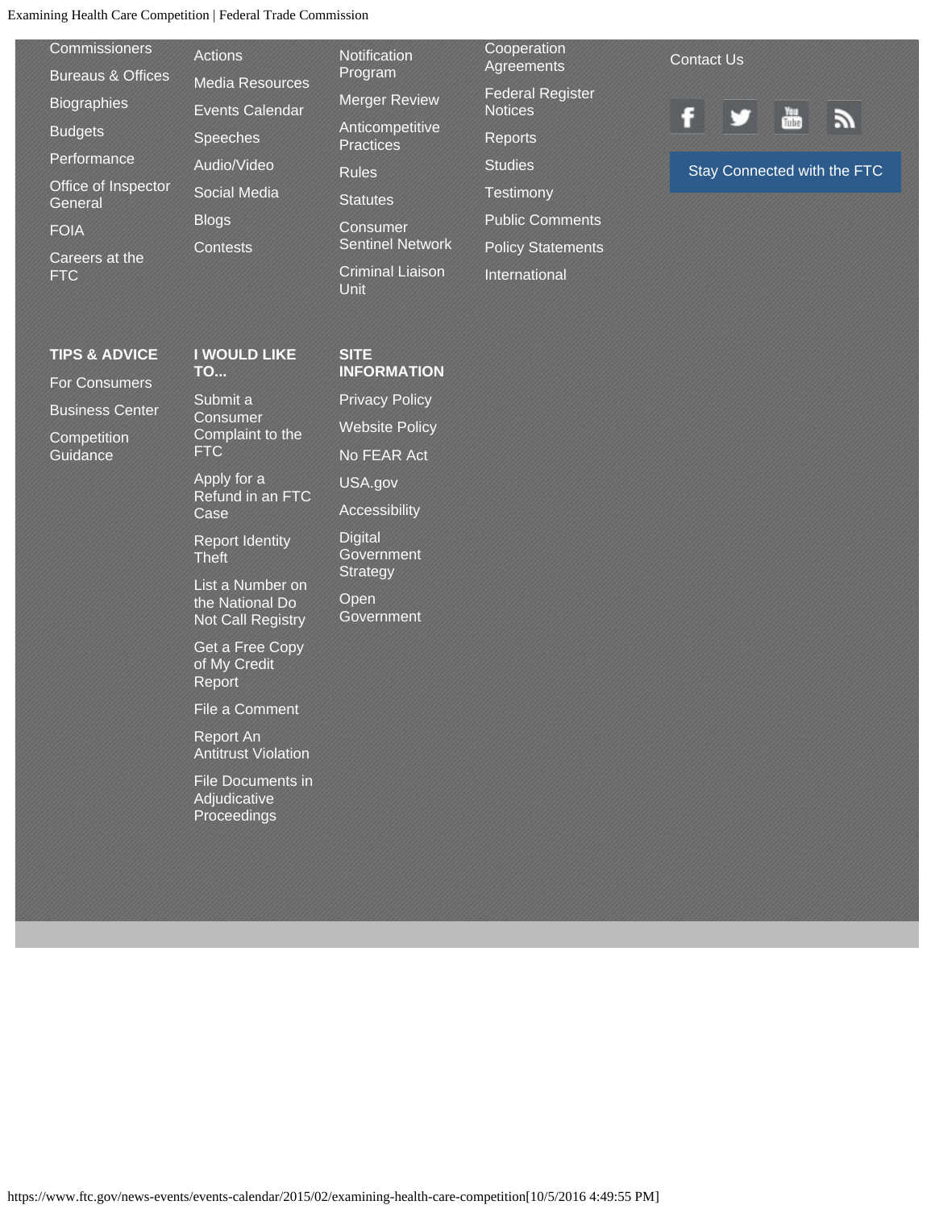Commissioners

Bureaus & Offices

Biographies

Budgets

Performance

Office of Inspector General

FOIA

Careers at the FTC

Actions

Media Resources

Events Calendar

Speeches

Audio/Video

Social Media

Blogs

Contests

Notification Program

Merger Review

Anticompetitive Practices

Rules

Statutes

Consumer Sentinel Network

Criminal Liaison Unit

Cooperation Agreements

Federal Register Notices

Reports

Studies

Testimony

Public Comments

Policy Statements

International

Contact Us

Stay Connected with the FTC

**TIPS & ADVICE**

For Consumers

Business Center

Competition Guidance

**I WOULD LIKE TO...**

Submit a Consumer Complaint to the FTC

Apply for a Refund in an FTC Case

Report Identity Theft

List a Number on the National Do Not Call Registry

Get a Free Copy of My Credit Report

File a Comment

Report An Antitrust Violation

File Documents in Adjudicative Proceedings

**SITE INFORMATION**

Privacy Policy

Website Policy

No FEAR Act

USA.gov

Accessibility

Digital Government Strategy

Open Government